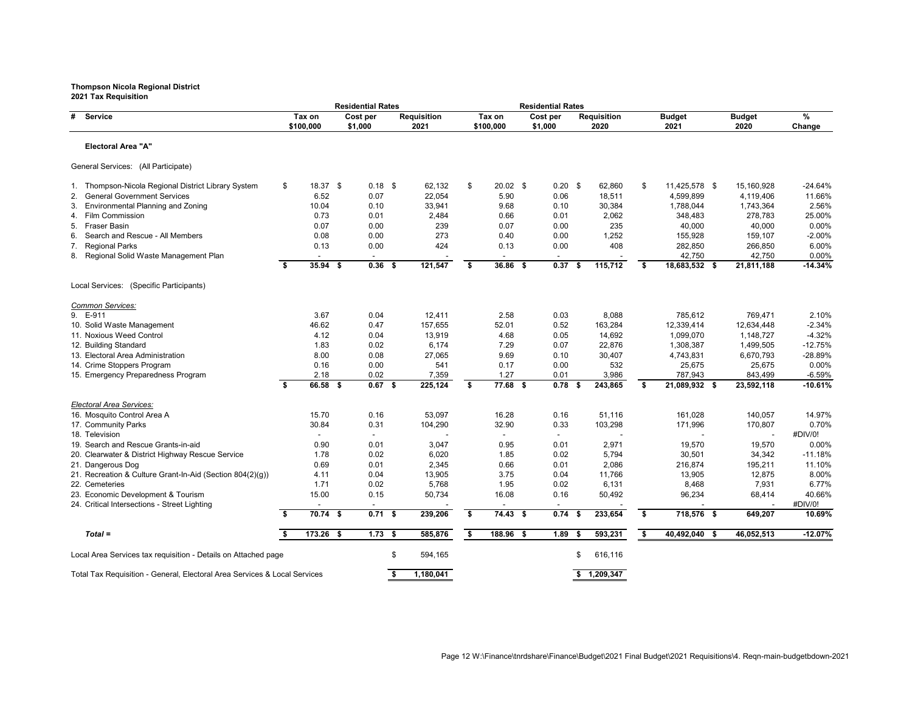**Thompson Nicola Regional District**
**2021 Tax Requisition**

| # | Service | Residential Rates Tax on $100,000 | Residential Rates Cost per $1,000 | Requisition 2021 | Residential Rates Tax on $100,000 | Residential Rates Cost per $1,000 | Requisition 2020 | Budget 2021 | Budget 2020 | % Change |
|---|---|---|---|---|---|---|---|---|---|---|
| | **Electoral Area "A"** | | | | | | | | | |
| | General Services: (All Participate) | | | | | | | | | |
| 1. | Thompson-Nicola Regional District Library System | $ 18.37 | $ 0.18 | $ 62,132 | $ 20.02 | $ 0.20 | $ 62,860 | $ 11,425,578 | $ 15,160,928 | -24.64% |
| 2. | General Government Services | 6.52 | 0.07 | 22,054 | 5.90 | 0.06 | 18,511 | 4,599,899 | 4,119,406 | 11.66% |
| 3. | Environmental Planning and Zoning | 10.04 | 0.10 | 33,941 | 9.68 | 0.10 | 30,384 | 1,788,044 | 1,743,364 | 2.56% |
| 4. | Film Commission | 0.73 | 0.01 | 2,484 | 0.66 | 0.01 | 2,062 | 348,483 | 278,783 | 25.00% |
| 5. | Fraser Basin | 0.07 | 0.00 | 239 | 0.07 | 0.00 | 235 | 40,000 | 40,000 | 0.00% |
| 6. | Search and Rescue - All Members | 0.08 | 0.00 | 273 | 0.40 | 0.00 | 1,252 | 155,928 | 159,107 | -2.00% |
| 7. | Regional Parks | 0.13 | 0.00 | 424 | 0.13 | 0.00 | 408 | 282,850 | 266,850 | 6.00% |
| 8. | Regional Solid Waste Management Plan | - | - | - | - | - | - | 42,750 | 42,750 | 0.00% |
| | | **$ 35.94** | **$ 0.36** | **$ 121,547** | **$ 36.86** | **$ 0.37** | **$ 115,712** | **$ 18,683,532** | **$ 21,811,188** | **-14.34%** |
| | Local Services: (Specific Participants) | | | | | | | | | |
| | *Common Services:* | | | | | | | | | |
| 9. | E-911 | 3.67 | 0.04 | 12,411 | 2.58 | 0.03 | 8,088 | 785,612 | 769,471 | 2.10% |
| 10. | Solid Waste Management | 46.62 | 0.47 | 157,655 | 52.01 | 0.52 | 163,284 | 12,339,414 | 12,634,448 | -2.34% |
| 11. | Noxious Weed Control | 4.12 | 0.04 | 13,919 | 4.68 | 0.05 | 14,692 | 1,099,070 | 1,148,727 | -4.32% |
| 12. | Building Standard | 1.83 | 0.02 | 6,174 | 7.29 | 0.07 | 22,876 | 1,308,387 | 1,499,505 | -12.75% |
| 13. | Electoral Area Administration | 8.00 | 0.08 | 27,065 | 9.69 | 0.10 | 30,407 | 4,743,831 | 6,670,793 | -28.89% |
| 14. | Crime Stoppers Program | 0.16 | 0.00 | 541 | 0.17 | 0.00 | 532 | 25,675 | 25,675 | 0.00% |
| 15. | Emergency Preparedness Program | 2.18 | 0.02 | 7,359 | 1.27 | 0.01 | 3,986 | 787,943 | 843,499 | -6.59% |
| | | **$ 66.58** | **$ 0.67** | **$ 225,124** | **$ 77.68** | **$ 0.78** | **$ 243,865** | **$ 21,089,932** | **$ 23,592,118** | **-10.61%** |
| | *Electoral Area Services:* | | | | | | | | | |
| 16. | Mosquito Control Area A | 15.70 | 0.16 | 53,097 | 16.28 | 0.16 | 51,116 | 161,028 | 140,057 | 14.97% |
| 17. | Community Parks | 30.84 | 0.31 | 104,290 | 32.90 | 0.33 | 103,298 | 171,996 | 170,807 | 0.70% |
| 18. | Television | - | - | - | - | - | - | - | - | #DIV/0! |
| 19. | Search and Rescue Grants-in-aid | 0.90 | 0.01 | 3,047 | 0.95 | 0.01 | 2,971 | 19,570 | 19,570 | 0.00% |
| 20. | Clearwater & District Highway Rescue Service | 1.78 | 0.02 | 6,020 | 1.85 | 0.02 | 5,794 | 30,501 | 34,342 | -11.18% |
| 21. | Dangerous Dog | 0.69 | 0.01 | 2,345 | 0.66 | 0.01 | 2,086 | 216,874 | 195,211 | 11.10% |
| 21. | Recreation & Culture Grant-In-Aid (Section 804(2)(g)) | 4.11 | 0.04 | 13,905 | 3.75 | 0.04 | 11,766 | 13,905 | 12,875 | 8.00% |
| 22. | Cemeteries | 1.71 | 0.02 | 5,768 | 1.95 | 0.02 | 6,131 | 8,468 | 7,931 | 6.77% |
| 23. | Economic Development & Tourism | 15.00 | 0.15 | 50,734 | 16.08 | 0.16 | 50,492 | 96,234 | 68,414 | 40.66% |
| 24. | Critical Intersections - Street Lighting | - | - | - | - | - | - | - | - | #DIV/0! |
| | | **$ 70.74** | **$ 0.71** | **$ 239,206** | **$ 74.43** | **$ 0.74** | **$ 233,654** | **$ 718,576** | **$ 649,207** | **10.69%** |
| | ***Total =*** | **$ 173.26** | **$ 1.73** | **$ 585,876** | **$ 188.96** | **$ 1.89** | **$ 593,231** | **$ 40,492,040** | **$ 46,052,513** | **-12.07%** |
| | Local Area Services tax requisition - Details on Attached page | | | $ 594,165 | | | $ 616,116 | | | |
| | Total Tax Requisition - General, Electoral Area Services & Local Services | | | **$ 1,180,041** | | | **$ 1,209,347** | | | |

Page 12 W:\Finance\tnrdshare\Finance\Budget\2021 Final Budget\2021 Requisitions\4. Reqn-main-budgetbdown-2021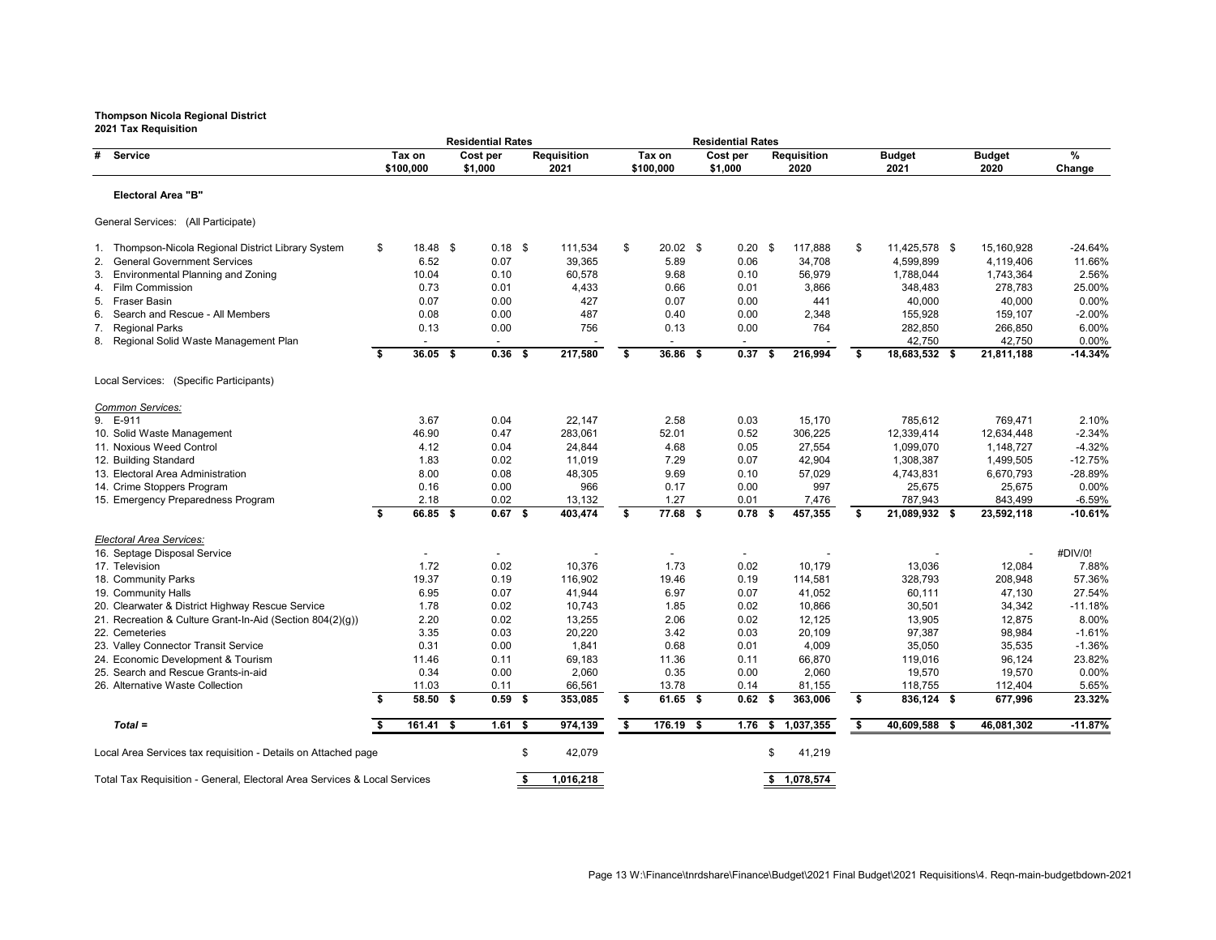**Thompson Nicola Regional District**
**2021 Tax Requisition**

| # | Service | Residential Rates Tax on $100,000 | Cost per $1,000 | Requisition 2021 | Residential Rates Tax on $100,000 | Cost per $1,000 | Requisition 2020 | Budget 2021 | Budget 2020 | % Change |
|---|---|---|---|---|---|---|---|---|---|---|
| | **Electoral Area "B"** | | | | | | | | | |
| | General Services: (All Participate) | | | | | | | | | |
| 1. | Thompson-Nicola Regional District Library System | $ 18.48 | $ 0.18 | $ 111,534 | $ 20.02 | $ 0.20 | $ 117,888 | $ 11,425,578 | $ 15,160,928 | -24.64% |
| 2. | General Government Services | 6.52 | 0.07 | 39,365 | 5.89 | 0.06 | 34,708 | 4,599,899 | 4,119,406 | 11.66% |
| 3. | Environmental Planning and Zoning | 10.04 | 0.10 | 60,578 | 9.68 | 0.10 | 56,979 | 1,788,044 | 1,743,364 | 2.56% |
| 4. | Film Commission | 0.73 | 0.01 | 4,433 | 0.66 | 0.01 | 3,866 | 348,483 | 278,783 | 25.00% |
| 5. | Fraser Basin | 0.07 | 0.00 | 427 | 0.07 | 0.00 | 441 | 40,000 | 40,000 | 0.00% |
| 6. | Search and Rescue - All Members | 0.08 | 0.00 | 487 | 0.40 | 0.00 | 2,348 | 155,928 | 159,107 | -2.00% |
| 7. | Regional Parks | 0.13 | 0.00 | 756 | 0.13 | 0.00 | 764 | 282,850 | 266,850 | 6.00% |
| 8. | Regional Solid Waste Management Plan | - | - | - | - | - | - | 42,750 | 42,750 | 0.00% |
| | | **$ 36.05** | **$ 0.36** | **$ 217,580** | **$ 36.86** | **$ 0.37** | **$ 216,994** | **$ 18,683,532** | **$ 21,811,188** | **-14.34%** |
| | Local Services: (Specific Participants) | | | | | | | | | |
| | *Common Services:* | | | | | | | | | |
| 9. | E-911 | 3.67 | 0.04 | 22,147 | 2.58 | 0.03 | 15,170 | 785,612 | 769,471 | 2.10% |
| 10. | Solid Waste Management | 46.90 | 0.47 | 283,061 | 52.01 | 0.52 | 306,225 | 12,339,414 | 12,634,448 | -2.34% |
| 11. | Noxious Weed Control | 4.12 | 0.04 | 24,844 | 4.68 | 0.05 | 27,554 | 1,099,070 | 1,148,727 | -4.32% |
| 12. | Building Standard | 1.83 | 0.02 | 11,019 | 7.29 | 0.07 | 42,904 | 1,308,387 | 1,499,505 | -12.75% |
| 13. | Electoral Area Administration | 8.00 | 0.08 | 48,305 | 9.69 | 0.10 | 57,029 | 4,743,831 | 6,670,793 | -28.89% |
| 14. | Crime Stoppers Program | 0.16 | 0.00 | 966 | 0.17 | 0.00 | 997 | 25,675 | 25,675 | 0.00% |
| 15. | Emergency Preparedness Program | 2.18 | 0.02 | 13,132 | 1.27 | 0.01 | 7,476 | 787,943 | 843,499 | -6.59% |
| | | **$ 66.85** | **$ 0.67** | **$ 403,474** | **$ 77.68** | **$ 0.78** | **$ 457,355** | **$ 21,089,932** | **$ 23,592,118** | **-10.61%** |
| | *Electoral Area Services:* | | | | | | | | | |
| 16. | Septage Disposal Service | - | - | - | - | - | - | - | - | #DIV/0! |
| 17. | Television | 1.72 | 0.02 | 10,376 | 1.73 | 0.02 | 10,179 | 13,036 | 12,084 | 7.88% |
| 18. | Community Parks | 19.37 | 0.19 | 116,902 | 19.46 | 0.19 | 114,581 | 328,793 | 208,948 | 57.36% |
| 19. | Community Halls | 6.95 | 0.07 | 41,944 | 6.97 | 0.07 | 41,052 | 60,111 | 47,130 | 27.54% |
| 20. | Clearwater & District Highway Rescue Service | 1.78 | 0.02 | 10,743 | 1.85 | 0.02 | 10,866 | 30,501 | 34,342 | -11.18% |
| 21. | Recreation & Culture Grant-In-Aid (Section 804(2)(g)) | 2.20 | 0.02 | 13,255 | 2.06 | 0.02 | 12,125 | 13,905 | 12,875 | 8.00% |
| 22. | Cemeteries | 3.35 | 0.03 | 20,220 | 3.42 | 0.03 | 20,109 | 97,387 | 98,984 | -1.61% |
| 23. | Valley Connector Transit Service | 0.31 | 0.00 | 1,841 | 0.68 | 0.01 | 4,009 | 35,050 | 35,535 | -1.36% |
| 24. | Economic Development & Tourism | 11.46 | 0.11 | 69,183 | 11.36 | 0.11 | 66,870 | 119,016 | 96,124 | 23.82% |
| 25. | Search and Rescue Grants-in-aid | 0.34 | 0.00 | 2,060 | 0.35 | 0.00 | 2,060 | 19,570 | 19,570 | 0.00% |
| 26. | Alternative Waste Collection | 11.03 | 0.11 | 66,561 | 13.78 | 0.14 | 81,155 | 118,755 | 112,404 | 5.65% |
| | | **$ 58.50** | **$ 0.59** | **$ 353,085** | **$ 61.65** | **$ 0.62** | **$ 363,006** | **$ 836,124** | **$ 677,996** | **23.32%** |
| | ***Total =*** | **$ 161.41** | **$ 1.61** | **$ 974,139** | **$ 176.19** | **$ 1.76** | **$ 1,037,355** | **$ 40,609,588** | **$ 46,081,302** | **-11.87%** |
| | Local Area Services tax requisition - Details on Attached page | | | $ 42,079 | | | $ 41,219 | | | |
| | Total Tax Requisition - General, Electoral Area Services & Local Services | | | **$ 1,016,218** | | | **$ 1,078,574** | | | |

Page 13 W:\Finance\tnrdshare\Finance\Budget\2021 Final Budget\2021 Requisitions\4. Reqn-main-budgetbdown-2021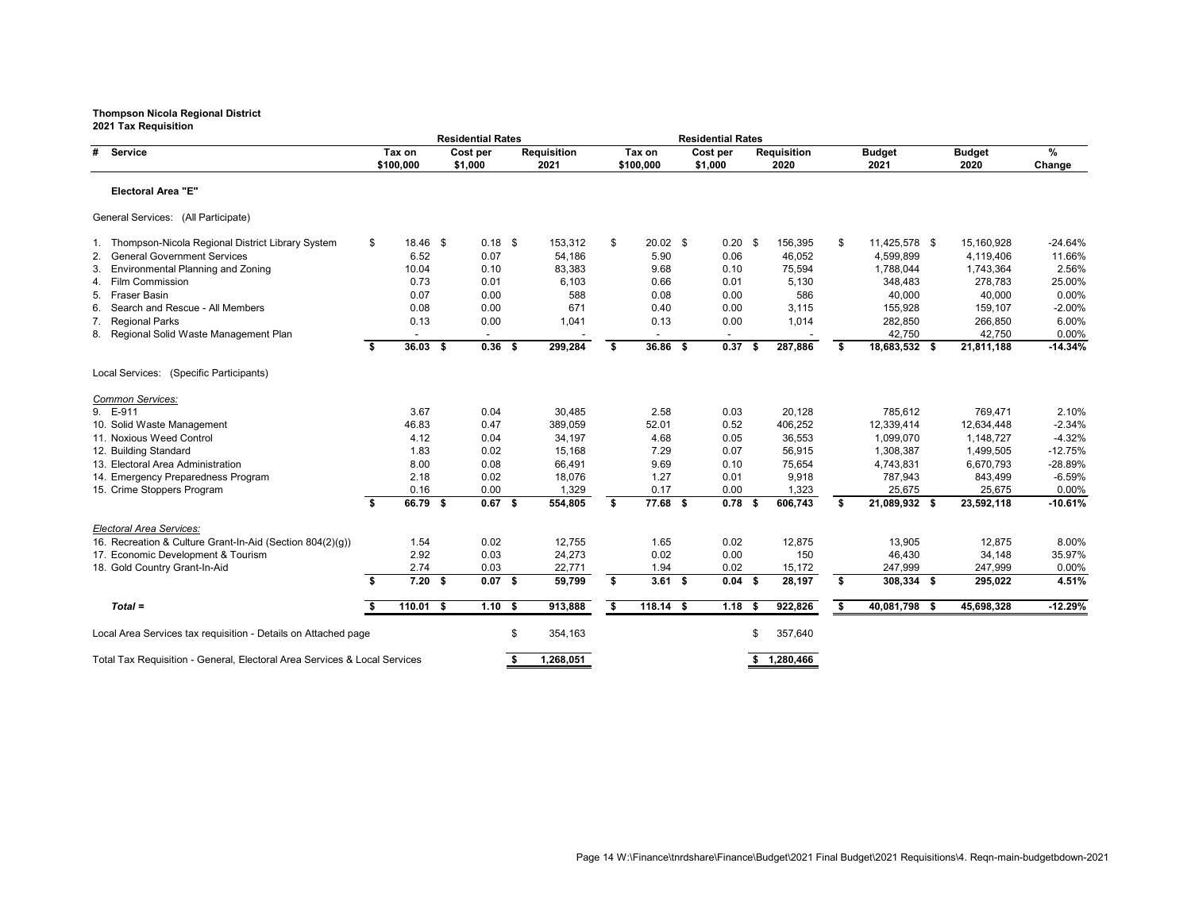**Thompson Nicola Regional District**
**2021 Tax Requisition**

| # | Service | Residential Rates | | | Residential Rates | | | | | |
|---|---|---|---|---|---|---|---|---|---|---|
| | | Tax on $100,000 | Cost per $1,000 | Requisition 2021 | Tax on $100,000 | Cost per $1,000 | Requisition 2020 | Budget 2021 | Budget 2020 | % Change |
| | **Electoral Area "E"** | | | | | | | | | |
| | General Services: (All Participate) | | | | | | | | | |
| 1. | Thompson-Nicola Regional District Library System | $ 18.46 | $ 0.18 | $ 153,312 | $ 20.02 | $ 0.20 | $ 156,395 | $ 11,425,578 | $ 15,160,928 | -24.64% |
| 2. | General Government Services | 6.52 | 0.07 | 54,186 | 5.90 | 0.06 | 46,052 | 4,599,899 | 4,119,406 | 11.66% |
| 3. | Environmental Planning and Zoning | 10.04 | 0.10 | 83,383 | 9.68 | 0.10 | 75,594 | 1,788,044 | 1,743,364 | 2.56% |
| 4. | Film Commission | 0.73 | 0.01 | 6,103 | 0.66 | 0.01 | 5,130 | 348,483 | 278,783 | 25.00% |
| 5. | Fraser Basin | 0.07 | 0.00 | 588 | 0.08 | 0.00 | 586 | 40,000 | 40,000 | 0.00% |
| 6. | Search and Rescue - All Members | 0.08 | 0.00 | 671 | 0.40 | 0.00 | 3,115 | 155,928 | 159,107 | -2.00% |
| 7. | Regional Parks | 0.13 | 0.00 | 1,041 | 0.13 | 0.00 | 1,014 | 282,850 | 266,850 | 6.00% |
| 8. | Regional Solid Waste Management Plan | - | - | - | - | - | - | 42,750 | 42,750 | 0.00% |
| | | **$ 36.03** | **$ 0.36** | **$ 299,284** | **$ 36.86** | **$ 0.37** | **$ 287,886** | **$ 18,683,532** | **$ 21,811,188** | **-14.34%** |
| | Local Services: (Specific Participants) | | | | | | | | | |
| | *Common Services:* | | | | | | | | | |
| 9. | E-911 | 3.67 | 0.04 | 30,485 | 2.58 | 0.03 | 20,128 | 785,612 | 769,471 | 2.10% |
| 10. | Solid Waste Management | 46.83 | 0.47 | 389,059 | 52.01 | 0.52 | 406,252 | 12,339,414 | 12,634,448 | -2.34% |
| 11. | Noxious Weed Control | 4.12 | 0.04 | 34,197 | 4.68 | 0.05 | 36,553 | 1,099,070 | 1,148,727 | -4.32% |
| 12. | Building Standard | 1.83 | 0.02 | 15,168 | 7.29 | 0.07 | 56,915 | 1,308,387 | 1,499,505 | -12.75% |
| 13. | Electoral Area Administration | 8.00 | 0.08 | 66,491 | 9.69 | 0.10 | 75,654 | 4,743,831 | 6,670,793 | -28.89% |
| 14. | Emergency Preparedness Program | 2.18 | 0.02 | 18,076 | 1.27 | 0.01 | 9,918 | 787,943 | 843,499 | -6.59% |
| 15. | Crime Stoppers Program | 0.16 | 0.00 | 1,329 | 0.17 | 0.00 | 1,323 | 25,675 | 25,675 | 0.00% |
| | | **$ 66.79** | **$ 0.67** | **$ 554,805** | **$ 77.68** | **$ 0.78** | **$ 606,743** | **$ 21,089,932** | **$ 23,592,118** | **-10.61%** |
| | *Electoral Area Services:* | | | | | | | | | |
| 16. | Recreation & Culture Grant-In-Aid (Section 804(2)(g)) | 1.54 | 0.02 | 12,755 | 1.65 | 0.02 | 12,875 | 13,905 | 12,875 | 8.00% |
| 17. | Economic Development & Tourism | 2.92 | 0.03 | 24,273 | 0.02 | 0.00 | 150 | 46,430 | 34,148 | 35.97% |
| 18. | Gold Country Grant-In-Aid | 2.74 | 0.03 | 22,771 | 1.94 | 0.02 | 15,172 | 247,999 | 247,999 | 0.00% |
| | | **$ 7.20** | **$ 0.07** | **$ 59,799** | **$ 3.61** | **$ 0.04** | **$ 28,197** | **$ 308,334** | **$ 295,022** | **4.51%** |
| | ***Total =*** | **$ 110.01** | **$ 1.10** | **$ 913,888** | **$ 118.14** | **$ 1.18** | **$ 922,826** | **$ 40,081,798** | **$ 45,698,328** | **-12.29%** |
| | Local Area Services tax requisition - Details on Attached page | | | $ 354,163 | | | $ 357,640 | | | |
| | Total Tax Requisition - General, Electoral Area Services & Local Services | | | **$ 1,268,051** | | | **$ 1,280,466** | | | |

W:\Finance\tnrdshare\Finance\Budget\2021 Final Budget\2021 Requisitions\4. Reqn-main-budgetbdown-2021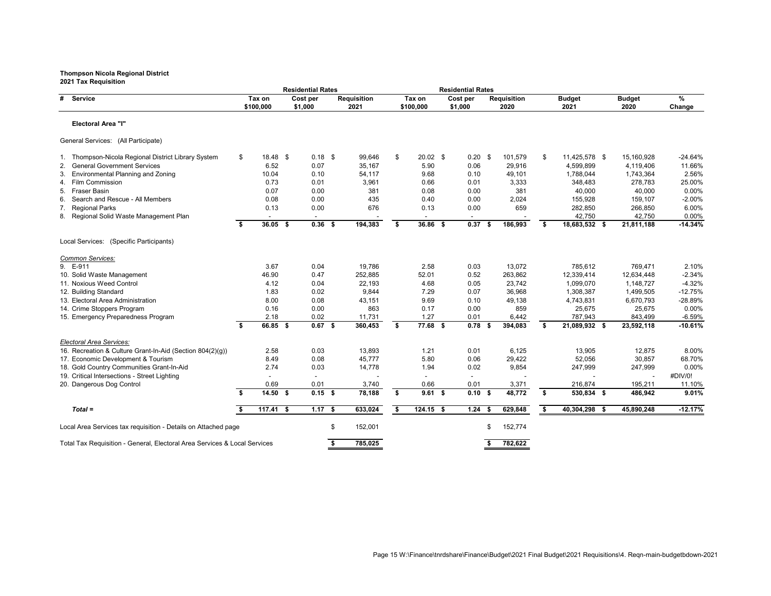**Thompson Nicola Regional District**
**2021 Tax Requisition**

| # | Service | Residential Rates Tax on $100,000 | Residential Rates Cost per $1,000 | Requisition 2021 | Residential Rates Tax on $100,000 | Residential Rates Cost per $1,000 | Requisition 2020 | Budget 2021 | Budget 2020 | % Change |
|---|---|---|---|---|---|---|---|---|---|---|
| | **Electoral Area "I"** | | | | | | | | | |
| | General Services: (All Participate) | | | | | | | | | |
| 1. | Thompson-Nicola Regional District Library System | $ 18.48 | $ 0.18 | $ 99,646 | $ 20.02 | $ 0.20 | $ 101,579 | $ 11,425,578 | $ 15,160,928 | -24.64% |
| 2. | General Government Services | 6.52 | 0.07 | 35,167 | 5.90 | 0.06 | 29,916 | 4,599,899 | 4,119,406 | 11.66% |
| 3. | Environmental Planning and Zoning | 10.04 | 0.10 | 54,117 | 9.68 | 0.10 | 49,101 | 1,788,044 | 1,743,364 | 2.56% |
| 4. | Film Commission | 0.73 | 0.01 | 3,961 | 0.66 | 0.01 | 3,333 | 348,483 | 278,783 | 25.00% |
| 5. | Fraser Basin | 0.07 | 0.00 | 381 | 0.08 | 0.00 | 381 | 40,000 | 40,000 | 0.00% |
| 6. | Search and Rescue - All Members | 0.08 | 0.00 | 435 | 0.40 | 0.00 | 2,024 | 155,928 | 159,107 | -2.00% |
| 7. | Regional Parks | 0.13 | 0.00 | 676 | 0.13 | 0.00 | 659 | 282,850 | 266,850 | 6.00% |
| 8. | Regional Solid Waste Management Plan | - | - | - | - | - | - | 42,750 | 42,750 | 0.00% |
| | | **$ 36.05** | **$ 0.36** | **$ 194,383** | **$ 36.86** | **$ 0.37** | **$ 186,993** | **$ 18,683,532** | **$ 21,811,188** | **-14.34%** |
| | Local Services: (Specific Participants) | | | | | | | | | |
| | *Common Services:* | | | | | | | | | |
| 9. | E-911 | 3.67 | 0.04 | 19,786 | 2.58 | 0.03 | 13,072 | 785,612 | 769,471 | 2.10% |
| 10. | Solid Waste Management | 46.90 | 0.47 | 252,885 | 52.01 | 0.52 | 263,862 | 12,339,414 | 12,634,448 | -2.34% |
| 11. | Noxious Weed Control | 4.12 | 0.04 | 22,193 | 4.68 | 0.05 | 23,742 | 1,099,070 | 1,148,727 | -4.32% |
| 12. | Building Standard | 1.83 | 0.02 | 9,844 | 7.29 | 0.07 | 36,968 | 1,308,387 | 1,499,505 | -12.75% |
| 13. | Electoral Area Administration | 8.00 | 0.08 | 43,151 | 9.69 | 0.10 | 49,138 | 4,743,831 | 6,670,793 | -28.89% |
| 14. | Crime Stoppers Program | 0.16 | 0.00 | 863 | 0.17 | 0.00 | 859 | 25,675 | 25,675 | 0.00% |
| 15. | Emergency Preparedness Program | 2.18 | 0.02 | 11,731 | 1.27 | 0.01 | 6,442 | 787,943 | 843,499 | -6.59% |
| | | **$ 66.85** | **$ 0.67** | **$ 360,453** | **$ 77.68** | **$ 0.78** | **$ 394,083** | **$ 21,089,932** | **$ 23,592,118** | **-10.61%** |
| | *Electoral Area Services:* | | | | | | | | | |
| 16. | Recreation & Culture Grant-In-Aid (Section 804(2)(g)) | 2.58 | 0.03 | 13,893 | 1.21 | 0.01 | 6,125 | 13,905 | 12,875 | 8.00% |
| 17. | Economic Development & Tourism | 8.49 | 0.08 | 45,777 | 5.80 | 0.06 | 29,422 | 52,056 | 30,857 | 68.70% |
| 18. | Gold Country Communities Grant-In-Aid | 2.74 | 0.03 | 14,778 | 1.94 | 0.02 | 9,854 | 247,999 | 247,999 | 0.00% |
| 19. | Critical Intersections - Street Lighting | - | - | - | - | - | - | - | - | #DIV/0! |
| 20. | Dangerous Dog Control | 0.69 | 0.01 | 3,740 | 0.66 | 0.01 | 3,371 | 216,874 | 195,211 | 11.10% |
| | | **$ 14.50** | **$ 0.15** | **$ 78,188** | **$ 9.61** | **$ 0.10** | **$ 48,772** | **$ 530,834** | **$ 486,942** | **9.01%** |
| | ***Total =*** | **$ 117.41** | **$ 1.17** | **$ 633,024** | **$ 124.15** | **$ 1.24** | **$ 629,848** | **$ 40,304,298** | **$ 45,890,248** | **-12.17%** |
| | Local Area Services tax requisition - Details on Attached page | | | $ 152,001 | | | $ 152,774 | | | |
| | Total Tax Requisition - General, Electoral Area Services & Local Services | | | **$ 785,025** | | | **$ 782,622** | | | |

Page 15 W:\Finance\tnrdshare\Finance\Budget\2021 Final Budget\2021 Requisitions\4. Reqn-main-budgetbdown-2021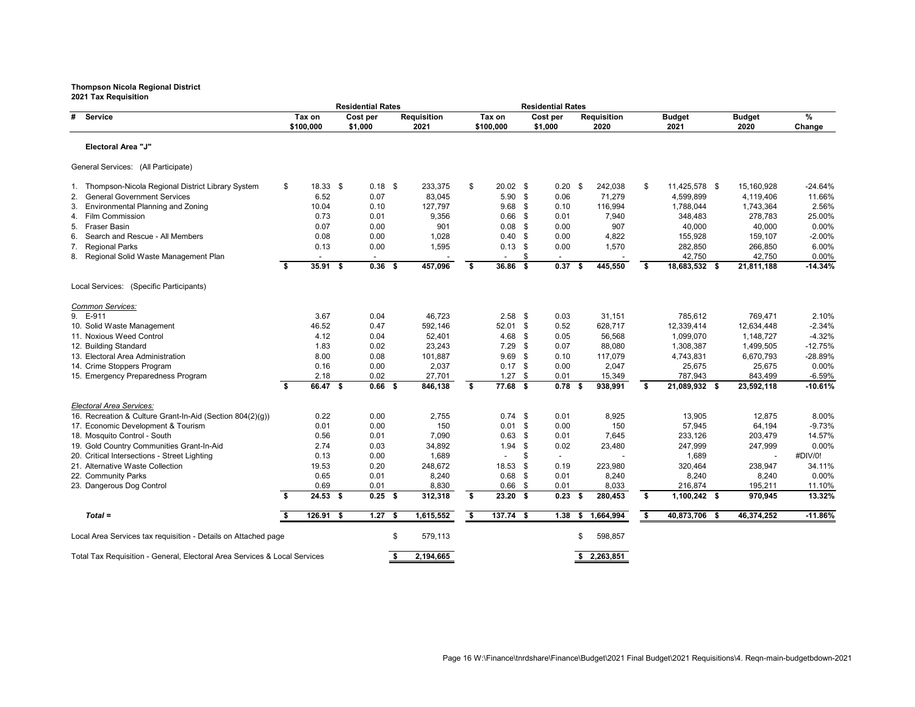**Thompson Nicola Regional District**
**2021 Tax Requisition**

| # | Service | Residential Rates Tax on $100,000 | Residential Rates Cost per $1,000 | Requisition 2021 | Residential Rates Tax on $100,000 | Residential Rates Cost per $1,000 | Requisition 2020 | Budget 2021 | Budget 2020 | % Change |
|---|---|---|---|---|---|---|---|---|---|---|
| | **Electoral Area "J"** | | | | | | | | | |
| | General Services: (All Participate) | | | | | | | | | |
| 1. | Thompson-Nicola Regional District Library System | $ 18.33 | $ 0.18 | $ 233,375 | $ 20.02 | $ 0.20 | $ 242,038 | $ 11,425,578 | $ 15,160,928 | -24.64% |
| 2. | General Government Services | 6.52 | 0.07 | 83,045 | 5.90 | $ 0.06 | 71,279 | 4,599,899 | 4,119,406 | 11.66% |
| 3. | Environmental Planning and Zoning | 10.04 | 0.10 | 127,797 | 9.68 | $ 0.10 | 116,994 | 1,788,044 | 1,743,364 | 2.56% |
| 4. | Film Commission | 0.73 | 0.01 | 9,356 | 0.66 | $ 0.01 | 7,940 | 348,483 | 278,783 | 25.00% |
| 5. | Fraser Basin | 0.07 | 0.00 | 901 | 0.08 | $ 0.00 | 907 | 40,000 | 40,000 | 0.00% |
| 6. | Search and Rescue - All Members | 0.08 | 0.00 | 1,028 | 0.40 | $ 0.00 | 4,822 | 155,928 | 159,107 | -2.00% |
| 7. | Regional Parks | 0.13 | 0.00 | 1,595 | 0.13 | $ 0.00 | 1,570 | 282,850 | 266,850 | 6.00% |
| 8. | Regional Solid Waste Management Plan | - | - | - | - | $ - | - | 42,750 | 42,750 | 0.00% |
| | | **$ 35.91** | **$ 0.36** | **$ 457,096** | **$ 36.86** | **$ 0.37** | **$ 445,550** | **$ 18,683,532** | **$ 21,811,188** | **-14.34%** |
| | Local Services: (Specific Participants) | | | | | | | | | |
| | *Common Services:* | | | | | | | | | |
| 9. | E-911 | 3.67 | 0.04 | 46,723 | 2.58 | $ 0.03 | 31,151 | 785,612 | 769,471 | 2.10% |
| 10. | Solid Waste Management | 46.52 | 0.47 | 592,146 | 52.01 | $ 0.52 | 628,717 | 12,339,414 | 12,634,448 | -2.34% |
| 11. | Noxious Weed Control | 4.12 | 0.04 | 52,401 | 4.68 | $ 0.05 | 56,568 | 1,099,070 | 1,148,727 | -4.32% |
| 12. | Building Standard | 1.83 | 0.02 | 23,243 | 7.29 | $ 0.07 | 88,080 | 1,308,387 | 1,499,505 | -12.75% |
| 13. | Electoral Area Administration | 8.00 | 0.08 | 101,887 | 9.69 | $ 0.10 | 117,079 | 4,743,831 | 6,670,793 | -28.89% |
| 14. | Crime Stoppers Program | 0.16 | 0.00 | 2,037 | 0.17 | $ 0.00 | 2,047 | 25,675 | 25,675 | 0.00% |
| 15. | Emergency Preparedness Program | 2.18 | 0.02 | 27,701 | 1.27 | $ 0.01 | 15,349 | 787,943 | 843,499 | -6.59% |
| | | **$ 66.47** | **$ 0.66** | **$ 846,138** | **$ 77.68** | **$ 0.78** | **$ 938,991** | **$ 21,089,932** | **$ 23,592,118** | **-10.61%** |
| | *Electoral Area Services:* | | | | | | | | | |
| 16. | Recreation & Culture Grant-In-Aid (Section 804(2)(g)) | 0.22 | 0.00 | 2,755 | 0.74 | $ 0.01 | 8,925 | 13,905 | 12,875 | 8.00% |
| 17. | Economic Development & Tourism | 0.01 | 0.00 | 150 | 0.01 | $ 0.00 | 150 | 57,945 | 64,194 | -9.73% |
| 18. | Mosquito Control - South | 0.56 | 0.01 | 7,090 | 0.63 | $ 0.01 | 7,645 | 233,126 | 203,479 | 14.57% |
| 19. | Gold Country Communities Grant-In-Aid | 2.74 | 0.03 | 34,892 | 1.94 | $ 0.02 | 23,480 | 247,999 | 247,999 | 0.00% |
| 20. | Critical Intersections - Street Lighting | 0.13 | 0.00 | 1,689 | - | $ - | - | 1,689 | - | #DIV/0! |
| 21. | Alternative Waste Collection | 19.53 | 0.20 | 248,672 | 18.53 | $ 0.19 | 223,980 | 320,464 | 238,947 | 34.11% |
| 22. | Community Parks | 0.65 | 0.01 | 8,240 | 0.68 | $ 0.01 | 8,240 | 8,240 | 8,240 | 0.00% |
| 23. | Dangerous Dog Control | 0.69 | 0.01 | 8,830 | 0.66 | $ 0.01 | 8,033 | 216,874 | 195,211 | 11.10% |
| | | **$ 24.53** | **$ 0.25** | **$ 312,318** | **$ 23.20** | **$ 0.23** | **$ 280,453** | **$ 1,100,242** | **$ 970,945** | **13.32%** |
| | ***Total =*** | **$ 126.91** | **$ 1.27** | **$ 1,615,552** | **$ 137.74** | **$ 1.38** | **$ 1,664,994** | **$ 40,873,706** | **$ 46,374,252** | **-11.86%** |
| | Local Area Services tax requisition - Details on Attached page | | | $ 579,113 | | | $ 598,857 | | | |
| | Total Tax Requisition - General, Electoral Area Services & Local Services | | | **$ 2,194,665** | | | **$ 2,263,851** | | | |

W:\Finance\tnrdshare\Finance\Budget\2021 Final Budget\2021 Requisitions\4. Reqn-main-budgetbdown-2021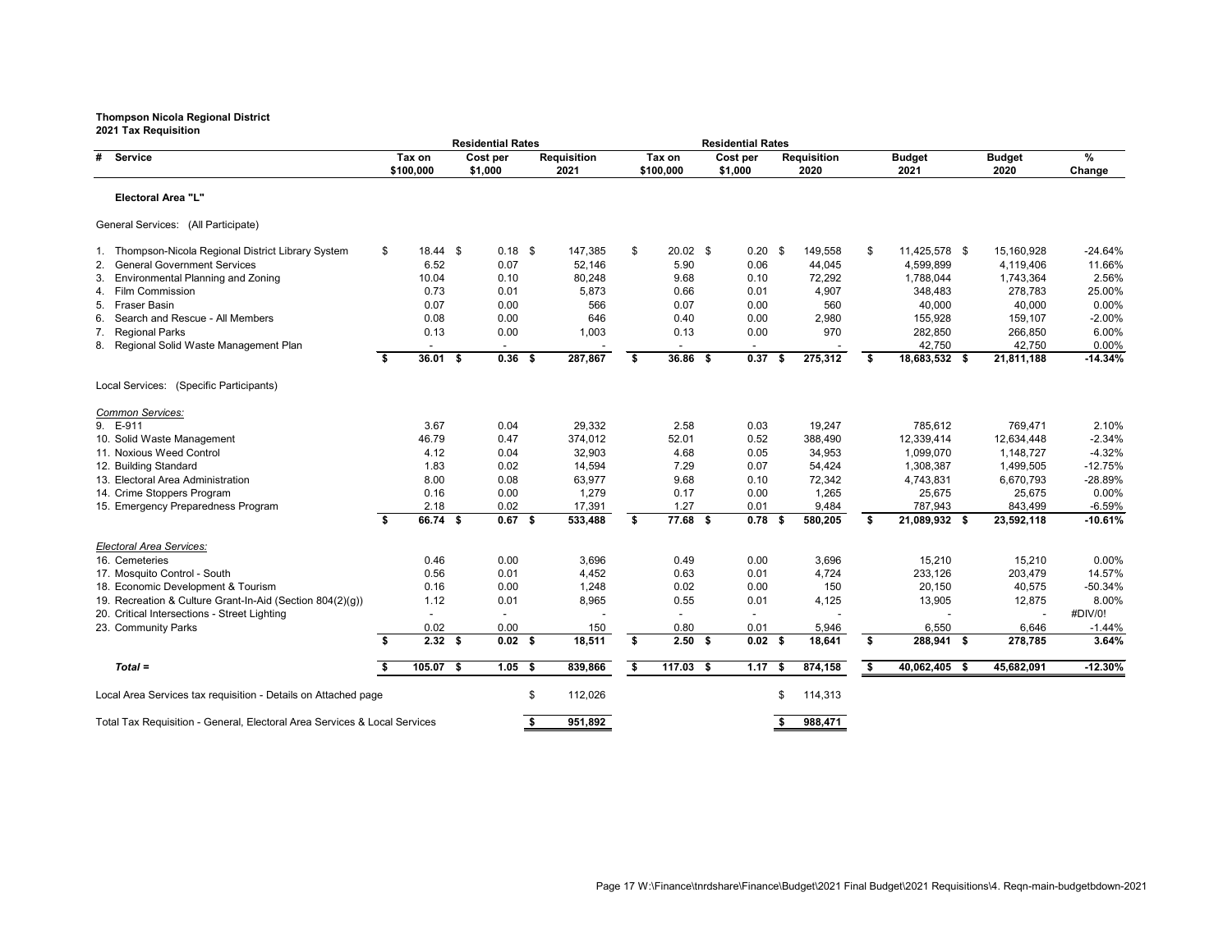**Thompson Nicola Regional District**
**2021 Tax Requisition**

| # | Service | Residential Rates Tax on $100,000 | Residential Rates Cost per $1,000 | Requisition 2021 | Residential Rates Tax on $100,000 | Residential Rates Cost per $1,000 | Requisition 2020 | Budget 2021 | Budget 2020 | % Change |
|---|---|---|---|---|---|---|---|---|---|---|
| | **Electoral Area "L"** | | | | | | | | | |
| | General Services: (All Participate) | | | | | | | | | |
| 1. | Thompson-Nicola Regional District Library System | $ 18.44 | $ 0.18 | $ 147,385 | $ 20.02 | $ 0.20 | $ 149,558 | $ 11,425,578 | $ 15,160,928 | -24.64% |
| 2. | General Government Services | 6.52 | 0.07 | 52,146 | 5.90 | 0.06 | 44,045 | 4,599,899 | 4,119,406 | 11.66% |
| 3. | Environmental Planning and Zoning | 10.04 | 0.10 | 80,248 | 9.68 | 0.10 | 72,292 | 1,788,044 | 1,743,364 | 2.56% |
| 4. | Film Commission | 0.73 | 0.01 | 5,873 | 0.66 | 0.01 | 4,907 | 348,483 | 278,783 | 25.00% |
| 5. | Fraser Basin | 0.07 | 0.00 | 566 | 0.07 | 0.00 | 560 | 40,000 | 40,000 | 0.00% |
| 6. | Search and Rescue - All Members | 0.08 | 0.00 | 646 | 0.40 | 0.00 | 2,980 | 155,928 | 159,107 | -2.00% |
| 7. | Regional Parks | 0.13 | 0.00 | 1,003 | 0.13 | 0.00 | 970 | 282,850 | 266,850 | 6.00% |
| 8. | Regional Solid Waste Management Plan | - | - | - | - | - | - | 42,750 | 42,750 | 0.00% |
| | | **$ 36.01** | **$ 0.36** | **$ 287,867** | **$ 36.86** | **$ 0.37** | **$ 275,312** | **$ 18,683,532** | **$ 21,811,188** | **-14.34%** |
| | Local Services: (Specific Participants) | | | | | | | | | |
| | *Common Services:* | | | | | | | | | |
| 9. | E-911 | 3.67 | 0.04 | 29,332 | 2.58 | 0.03 | 19,247 | 785,612 | 769,471 | 2.10% |
| 10. | Solid Waste Management | 46.79 | 0.47 | 374,012 | 52.01 | 0.52 | 388,490 | 12,339,414 | 12,634,448 | -2.34% |
| 11. | Noxious Weed Control | 4.12 | 0.04 | 32,903 | 4.68 | 0.05 | 34,953 | 1,099,070 | 1,148,727 | -4.32% |
| 12. | Building Standard | 1.83 | 0.02 | 14,594 | 7.29 | 0.07 | 54,424 | 1,308,387 | 1,499,505 | -12.75% |
| 13. | Electoral Area Administration | 8.00 | 0.08 | 63,977 | 9.68 | 0.10 | 72,342 | 4,743,831 | 6,670,793 | -28.89% |
| 14. | Crime Stoppers Program | 0.16 | 0.00 | 1,279 | 0.17 | 0.00 | 1,265 | 25,675 | 25,675 | 0.00% |
| 15. | Emergency Preparedness Program | 2.18 | 0.02 | 17,391 | 1.27 | 0.01 | 9,484 | 787,943 | 843,499 | -6.59% |
| | | **$ 66.74** | **$ 0.67** | **$ 533,488** | **$ 77.68** | **$ 0.78** | **$ 580,205** | **$ 21,089,932** | **$ 23,592,118** | **-10.61%** |
| | *Electoral Area Services:* | | | | | | | | | |
| 16. | Cemeteries | 0.46 | 0.00 | 3,696 | 0.49 | 0.00 | 3,696 | 15,210 | 15,210 | 0.00% |
| 17. | Mosquito Control - South | 0.56 | 0.01 | 4,452 | 0.63 | 0.01 | 4,724 | 233,126 | 203,479 | 14.57% |
| 18. | Economic Development & Tourism | 0.16 | 0.00 | 1,248 | 0.02 | 0.00 | 150 | 20,150 | 40,575 | -50.34% |
| 19. | Recreation & Culture Grant-In-Aid (Section 804(2)(g)) | 1.12 | 0.01 | 8,965 | 0.55 | 0.01 | 4,125 | 13,905 | 12,875 | 8.00% |
| 20. | Critical Intersections - Street Lighting | - | - | - | - | - | - | - | - | #DIV/0! |
| 23. | Community Parks | 0.02 | 0.00 | 150 | 0.80 | 0.01 | 5,946 | 6,550 | 6,646 | -1.44% |
| | | **$ 2.32** | **$ 0.02** | **$ 18,511** | **$ 2.50** | **$ 0.02** | **$ 18,641** | **$ 288,941** | **$ 278,785** | **3.64%** |
| | ***Total =*** | **$ 105.07** | **$ 1.05** | **$ 839,866** | **$ 117.03** | **$ 1.17** | **$ 874,158** | **$ 40,062,405** | **$ 45,682,091** | **-12.30%** |
| | Local Area Services tax requisition - Details on Attached page | | | $ 112,026 | | | $ 114,313 | | | |
| | Total Tax Requisition - General, Electoral Area Services & Local Services | | | **$ 951,892** | | | **$ 988,471** | | | |

W:\Finance\tnrdshare\Finance\Budget\2021 Final Budget\2021 Requisitions\4. Reqn-main-budgetbdown-2021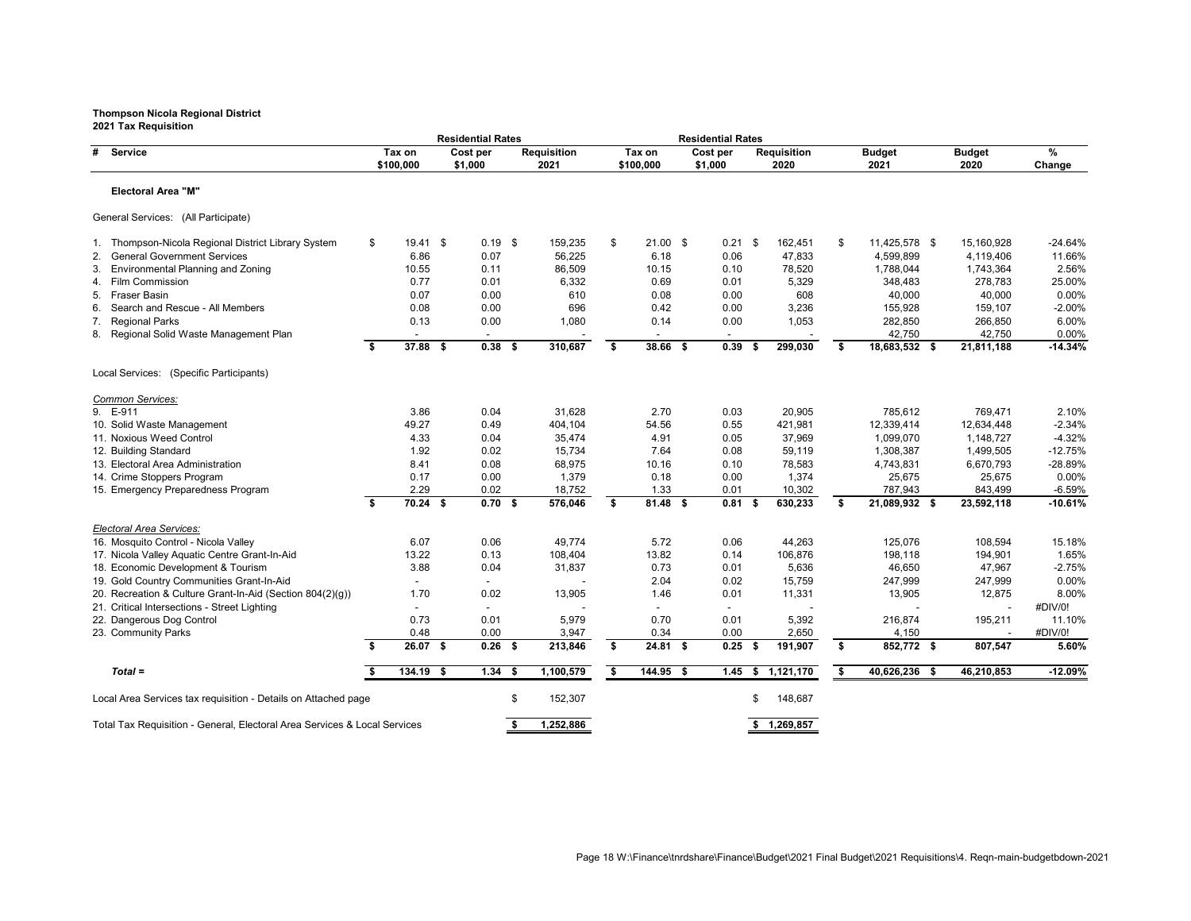**Thompson Nicola Regional District**
**2021 Tax Requisition**

| # | Service | Residential Rates Tax on $100,000 | Residential Rates Cost per $1,000 | Requisition 2021 | Residential Rates Tax on $100,000 | Residential Rates Cost per $1,000 | Requisition 2020 | Budget 2021 | Budget 2020 | % Change |
|---|---|---|---|---|---|---|---|---|---|---|
| | **Electoral Area "M"** | | | | | | | | | |
| | General Services: (All Participate) | | | | | | | | | |
| 1. | Thompson-Nicola Regional District Library System | $ 19.41 | $ 0.19 | $ 159,235 | $ 21.00 | $ 0.21 | $ 162,451 | $ 11,425,578 | $ 15,160,928 | -24.64% |
| 2. | General Government Services | 6.86 | 0.07 | 56,225 | 6.18 | 0.06 | 47,833 | 4,599,899 | 4,119,406 | 11.66% |
| 3. | Environmental Planning and Zoning | 10.55 | 0.11 | 86,509 | 10.15 | 0.10 | 78,520 | 1,788,044 | 1,743,364 | 2.56% |
| 4. | Film Commission | 0.77 | 0.01 | 6,332 | 0.69 | 0.01 | 5,329 | 348,483 | 278,783 | 25.00% |
| 5. | Fraser Basin | 0.07 | 0.00 | 610 | 0.08 | 0.00 | 608 | 40,000 | 40,000 | 0.00% |
| 6. | Search and Rescue - All Members | 0.08 | 0.00 | 696 | 0.42 | 0.00 | 3,236 | 155,928 | 159,107 | -2.00% |
| 7. | Regional Parks | 0.13 | 0.00 | 1,080 | 0.14 | 0.00 | 1,053 | 282,850 | 266,850 | 6.00% |
| 8. | Regional Solid Waste Management Plan | - | - | - | - | - | - | 42,750 | 42,750 | 0.00% |
| | | **$ 37.88** | **$ 0.38** | **$ 310,687** | **$ 38.66** | **$ 0.39** | **$ 299,030** | **$ 18,683,532** | **$ 21,811,188** | **-14.34%** |
| | Local Services: (Specific Participants) | | | | | | | | | |
| | *Common Services:* | | | | | | | | | |
| 9. | E-911 | 3.86 | 0.04 | 31,628 | 2.70 | 0.03 | 20,905 | 785,612 | 769,471 | 2.10% |
| 10. | Solid Waste Management | 49.27 | 0.49 | 404,104 | 54.56 | 0.55 | 421,981 | 12,339,414 | 12,634,448 | -2.34% |
| 11. | Noxious Weed Control | 4.33 | 0.04 | 35,474 | 4.91 | 0.05 | 37,969 | 1,099,070 | 1,148,727 | -4.32% |
| 12. | Building Standard | 1.92 | 0.02 | 15,734 | 7.64 | 0.08 | 59,119 | 1,308,387 | 1,499,505 | -12.75% |
| 13. | Electoral Area Administration | 8.41 | 0.08 | 68,975 | 10.16 | 0.10 | 78,583 | 4,743,831 | 6,670,793 | -28.89% |
| 14. | Crime Stoppers Program | 0.17 | 0.00 | 1,379 | 0.18 | 0.00 | 1,374 | 25,675 | 25,675 | 0.00% |
| 15. | Emergency Preparedness Program | 2.29 | 0.02 | 18,752 | 1.33 | 0.01 | 10,302 | 787,943 | 843,499 | -6.59% |
| | | **$ 70.24** | **$ 0.70** | **$ 576,046** | **$ 81.48** | **$ 0.81** | **$ 630,233** | **$ 21,089,932** | **$ 23,592,118** | **-10.61%** |
| | *Electoral Area Services:* | | | | | | | | | |
| 16. | Mosquito Control - Nicola Valley | 6.07 | 0.06 | 49,774 | 5.72 | 0.06 | 44,263 | 125,076 | 108,594 | 15.18% |
| 17. | Nicola Valley Aquatic Centre Grant-In-Aid | 13.22 | 0.13 | 108,404 | 13.82 | 0.14 | 106,876 | 198,118 | 194,901 | 1.65% |
| 18. | Economic Development & Tourism | 3.88 | 0.04 | 31,837 | 0.73 | 0.01 | 5,636 | 46,650 | 47,967 | -2.75% |
| 19. | Gold Country Communities Grant-In-Aid | - | - | - | 2.04 | 0.02 | 15,759 | 247,999 | 247,999 | 0.00% |
| 20. | Recreation & Culture Grant-In-Aid (Section 804(2)(g)) | 1.70 | 0.02 | 13,905 | 1.46 | 0.01 | 11,331 | 13,905 | 12,875 | 8.00% |
| 21. | Critical Intersections - Street Lighting | - | - | - | - | - | - | - | - | #DIV/0! |
| 22. | Dangerous Dog Control | 0.73 | 0.01 | 5,979 | 0.70 | 0.01 | 5,392 | 216,874 | 195,211 | 11.10% |
| 23. | Community Parks | 0.48 | 0.00 | 3,947 | 0.34 | 0.00 | 2,650 | 4,150 | - | #DIV/0! |
| | | **$ 26.07** | **$ 0.26** | **$ 213,846** | **$ 24.81** | **$ 0.25** | **$ 191,907** | **$ 852,772** | **$ 807,547** | **5.60%** |
| | ***Total =*** | **$ 134.19** | **$ 1.34** | **$ 1,100,579** | **$ 144.95** | **$ 1.45** | **$ 1,121,170** | **$ 40,626,236** | **$ 46,210,853** | **-12.09%** |
| | Local Area Services tax requisition - Details on Attached page | | | $ 152,307 | | | $ 148,687 | | | |
| | Total Tax Requisition - General, Electoral Area Services & Local Services | | | **$ 1,252,886** | | | **$ 1,269,857** | | | |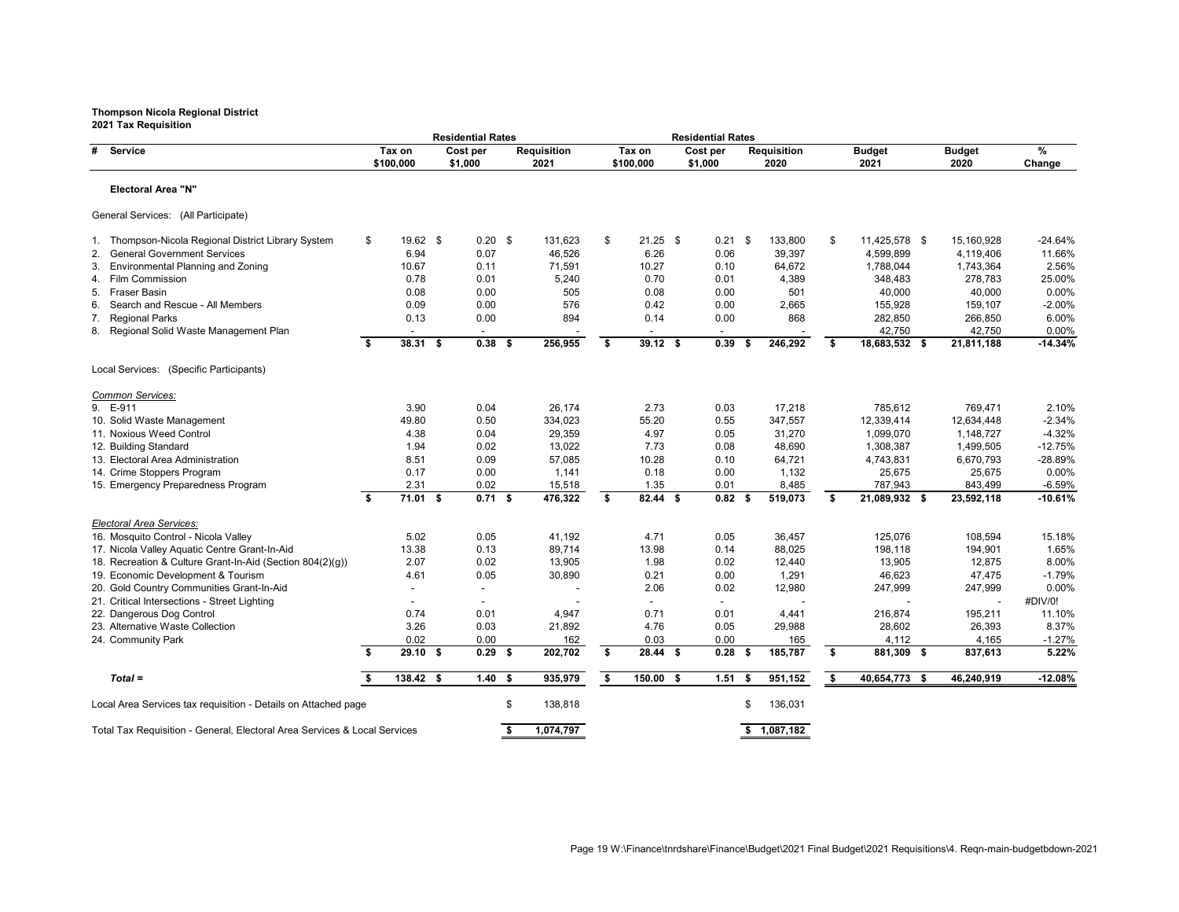**Thompson Nicola Regional District**
**2021 Tax Requisition**

| # | Service | Residential Rates Tax on $100,000 | Residential Rates Cost per $1,000 | Requisition 2021 | Residential Rates Tax on $100,000 | Residential Rates Cost per $1,000 | Requisition 2020 | Budget 2021 | Budget 2020 | % Change |
|---|---|---|---|---|---|---|---|---|---|---|
| | **Electoral Area "N"** | | | | | | | | | |
| | General Services: (All Participate) | | | | | | | | | |
| 1. | Thompson-Nicola Regional District Library System | $ 19.62 | $ 0.20 | $ 131,623 | $ 21.25 | $ 0.21 | $ 133,800 | $ 11,425,578 | $ 15,160,928 | -24.64% |
| 2. | General Government Services | 6.94 | 0.07 | 46,526 | 6.26 | 0.06 | 39,397 | 4,599,899 | 4,119,406 | 11.66% |
| 3. | Environmental Planning and Zoning | 10.67 | 0.11 | 71,591 | 10.27 | 0.10 | 64,672 | 1,788,044 | 1,743,364 | 2.56% |
| 4. | Film Commission | 0.78 | 0.01 | 5,240 | 0.70 | 0.01 | 4,389 | 348,483 | 278,783 | 25.00% |
| 5. | Fraser Basin | 0.08 | 0.00 | 505 | 0.08 | 0.00 | 501 | 40,000 | 40,000 | 0.00% |
| 6. | Search and Rescue - All Members | 0.09 | 0.00 | 576 | 0.42 | 0.00 | 2,665 | 155,928 | 159,107 | -2.00% |
| 7. | Regional Parks | 0.13 | 0.00 | 894 | 0.14 | 0.00 | 868 | 282,850 | 266,850 | 6.00% |
| 8. | Regional Solid Waste Management Plan | - | - | - | - | - | - | 42,750 | 42,750 | 0.00% |
| | | **$ 38.31** | **$ 0.38** | **$ 256,955** | **$ 39.12** | **$ 0.39** | **$ 246,292** | **$ 18,683,532** | **$ 21,811,188** | **-14.34%** |
| | Local Services: (Specific Participants) | | | | | | | | | |
| | *Common Services:* | | | | | | | | | |
| 9. | E-911 | 3.90 | 0.04 | 26,174 | 2.73 | 0.03 | 17,218 | 785,612 | 769,471 | 2.10% |
| 10. | Solid Waste Management | 49.80 | 0.50 | 334,023 | 55.20 | 0.55 | 347,557 | 12,339,414 | 12,634,448 | -2.34% |
| 11. | Noxious Weed Control | 4.38 | 0.04 | 29,359 | 4.97 | 0.05 | 31,270 | 1,099,070 | 1,148,727 | -4.32% |
| 12. | Building Standard | 1.94 | 0.02 | 13,022 | 7.73 | 0.08 | 48,690 | 1,308,387 | 1,499,505 | -12.75% |
| 13. | Electoral Area Administration | 8.51 | 0.09 | 57,085 | 10.28 | 0.10 | 64,721 | 4,743,831 | 6,670,793 | -28.89% |
| 14. | Crime Stoppers Program | 0.17 | 0.00 | 1,141 | 0.18 | 0.00 | 1,132 | 25,675 | 25,675 | 0.00% |
| 15. | Emergency Preparedness Program | 2.31 | 0.02 | 15,518 | 1.35 | 0.01 | 8,485 | 787,943 | 843,499 | -6.59% |
| | | **$ 71.01** | **$ 0.71** | **$ 476,322** | **$ 82.44** | **$ 0.82** | **$ 519,073** | **$ 21,089,932** | **$ 23,592,118** | **-10.61%** |
| | *Electoral Area Services:* | | | | | | | | | |
| 16. | Mosquito Control - Nicola Valley | 5.02 | 0.05 | 41,192 | 4.71 | 0.05 | 36,457 | 125,076 | 108,594 | 15.18% |
| 17. | Nicola Valley Aquatic Centre Grant-In-Aid | 13.38 | 0.13 | 89,714 | 13.98 | 0.14 | 88,025 | 198,118 | 194,901 | 1.65% |
| 18. | Recreation & Culture Grant-In-Aid (Section 804(2)(g)) | 2.07 | 0.02 | 13,905 | 1.98 | 0.02 | 12,440 | 13,905 | 12,875 | 8.00% |
| 19. | Economic Development & Tourism | 4.61 | 0.05 | 30,890 | 0.21 | 0.00 | 1,291 | 46,623 | 47,475 | -1.79% |
| 20. | Gold Country Communities Grant-In-Aid | - | - | - | 2.06 | 0.02 | 12,980 | 247,999 | 247,999 | 0.00% |
| 21. | Critical Intersections - Street Lighting | - | - | - | - | - | - | - | - | #DIV/0! |
| 22. | Dangerous Dog Control | 0.74 | 0.01 | 4,947 | 0.71 | 0.01 | 4,441 | 216,874 | 195,211 | 11.10% |
| 23. | Alternative Waste Collection | 3.26 | 0.03 | 21,892 | 4.76 | 0.05 | 29,988 | 28,602 | 26,393 | 8.37% |
| 24. | Community Park | 0.02 | 0.00 | 162 | 0.03 | 0.00 | 165 | 4,112 | 4,165 | -1.27% |
| | | **$ 29.10** | **$ 0.29** | **$ 202,702** | **$ 28.44** | **$ 0.28** | **$ 185,787** | **$ 881,309** | **$ 837,613** | **5.22%** |
| | ***Total =*** | **$ 138.42** | **$ 1.40** | **$ 935,979** | **$ 150.00** | **$ 1.51** | **$ 951,152** | **$ 40,654,773** | **$ 46,240,919** | **-12.08%** |
| | Local Area Services tax requisition - Details on Attached page | | | $ 138,818 | | | $ 136,031 | | | |
| | Total Tax Requisition - General, Electoral Area Services & Local Services | | | **$ 1,074,797** | | | **$ 1,087,182** | | | |

W:\Finance\tnrdshare\Finance\Budget\2021 Final Budget\2021 Requisitions\4. Reqn-main-budgetbdown-2021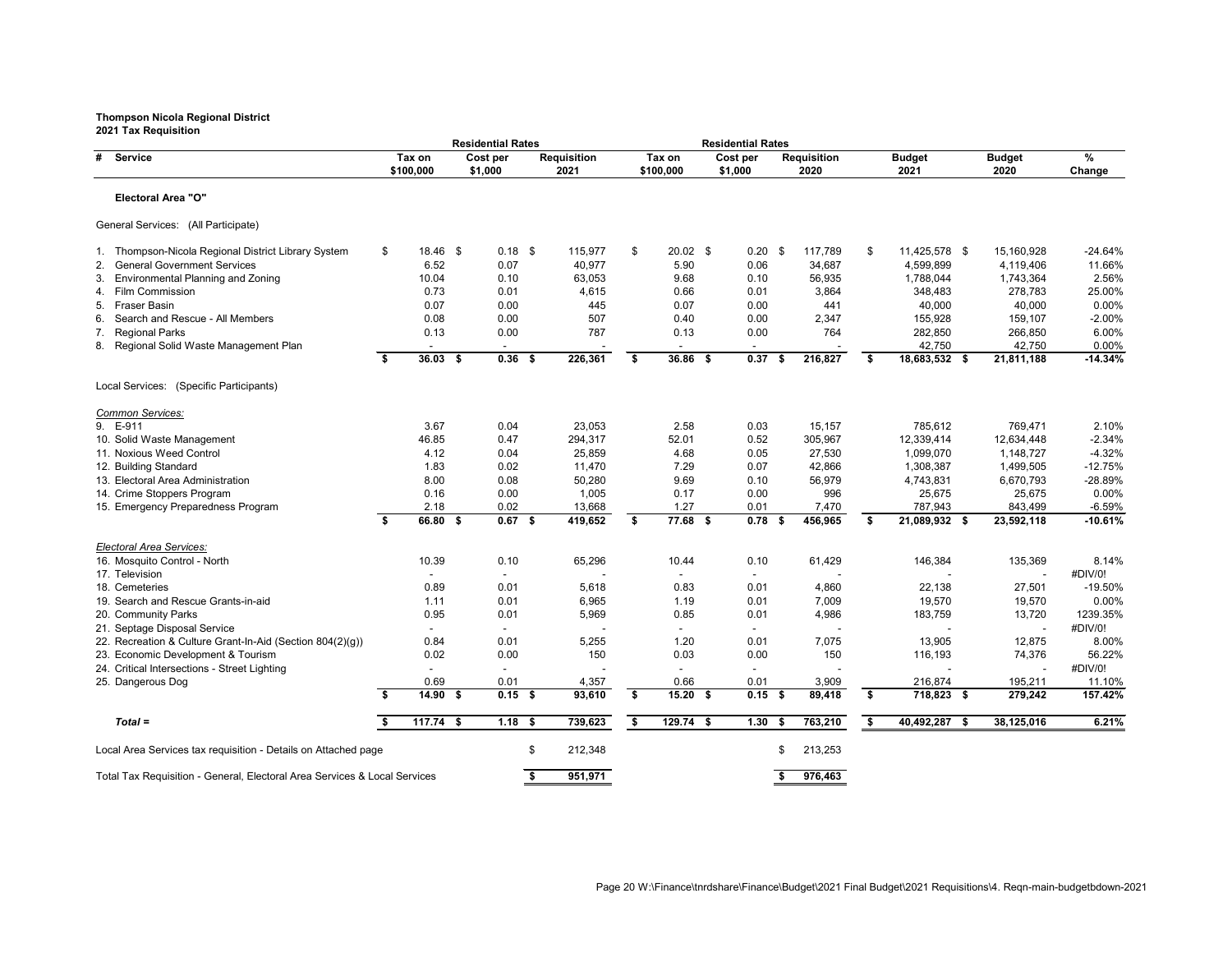**Thompson Nicola Regional District**
**2021 Tax Requisition**

| # | Service | Residential Rates Tax on $100,000 | Cost per $1,000 | Requisition 2021 | Residential Rates Tax on $100,000 | Cost per $1,000 | Requisition 2020 | Budget 2021 | Budget 2020 | % Change |
|---|---|---|---|---|---|---|---|---|---|---|
| | **Electoral Area "O"** | | | | | | | | | |
| | General Services: (All Participate) | | | | | | | | | |
| 1. | Thompson-Nicola Regional District Library System | $ 18.46 | $ 0.18 | $ 115,977 | $ 20.02 | $ 0.20 | $ 117,789 | $ 11,425,578 | $ 15,160,928 | -24.64% |
| 2. | General Government Services | 6.52 | 0.07 | 40,977 | 5.90 | 0.06 | 34,687 | 4,599,899 | 4,119,406 | 11.66% |
| 3. | Environmental Planning and Zoning | 10.04 | 0.10 | 63,053 | 9.68 | 0.10 | 56,935 | 1,788,044 | 1,743,364 | 2.56% |
| 4. | Film Commission | 0.73 | 0.01 | 4,615 | 0.66 | 0.01 | 3,864 | 348,483 | 278,783 | 25.00% |
| 5. | Fraser Basin | 0.07 | 0.00 | 445 | 0.07 | 0.00 | 441 | 40,000 | 40,000 | 0.00% |
| 6. | Search and Rescue - All Members | 0.08 | 0.00 | 507 | 0.40 | 0.00 | 2,347 | 155,928 | 159,107 | -2.00% |
| 7. | Regional Parks | 0.13 | 0.00 | 787 | 0.13 | 0.00 | 764 | 282,850 | 266,850 | 6.00% |
| 8. | Regional Solid Waste Management Plan | - | - | - | - | - | - | 42,750 | 42,750 | 0.00% |
| | | **$ 36.03** | **$ 0.36** | **$ 226,361** | **$ 36.86** | **$ 0.37** | **$ 216,827** | **$ 18,683,532** | **$ 21,811,188** | **-14.34%** |
| | Local Services: (Specific Participants) | | | | | | | | | |
| | *Common Services:* | | | | | | | | | |
| 9. | E-911 | 3.67 | 0.04 | 23,053 | 2.58 | 0.03 | 15,157 | 785,612 | 769,471 | 2.10% |
| 10. | Solid Waste Management | 46.85 | 0.47 | 294,317 | 52.01 | 0.52 | 305,967 | 12,339,414 | 12,634,448 | -2.34% |
| 11. | Noxious Weed Control | 4.12 | 0.04 | 25,859 | 4.68 | 0.05 | 27,530 | 1,099,070 | 1,148,727 | -4.32% |
| 12. | Building Standard | 1.83 | 0.02 | 11,470 | 7.29 | 0.07 | 42,866 | 1,308,387 | 1,499,505 | -12.75% |
| 13. | Electoral Area Administration | 8.00 | 0.08 | 50,280 | 9.69 | 0.10 | 56,979 | 4,743,831 | 6,670,793 | -28.89% |
| 14. | Crime Stoppers Program | 0.16 | 0.00 | 1,005 | 0.17 | 0.00 | 996 | 25,675 | 25,675 | 0.00% |
| 15. | Emergency Preparedness Program | 2.18 | 0.02 | 13,668 | 1.27 | 0.01 | 7,470 | 787,943 | 843,499 | -6.59% |
| | | **$ 66.80** | **$ 0.67** | **$ 419,652** | **$ 77.68** | **$ 0.78** | **$ 456,965** | **$ 21,089,932** | **$ 23,592,118** | **-10.61%** |
| | *Electoral Area Services:* | | | | | | | | | |
| 16. | Mosquito Control - North | 10.39 | 0.10 | 65,296 | 10.44 | 0.10 | 61,429 | 146,384 | 135,369 | 8.14% |
| 17. | Television | - | - | - | - | - | - | - | - | #DIV/0! |
| 18. | Cemeteries | 0.89 | 0.01 | 5,618 | 0.83 | 0.01 | 4,860 | 22,138 | 27,501 | -19.50% |
| 19. | Search and Rescue Grants-in-aid | 1.11 | 0.01 | 6,965 | 1.19 | 0.01 | 7,009 | 19,570 | 19,570 | 0.00% |
| 20. | Community Parks | 0.95 | 0.01 | 5,969 | 0.85 | 0.01 | 4,986 | 183,759 | 13,720 | 1239.35% |
| 21. | Septage Disposal Service | - | - | - | - | - | - | - | - | #DIV/0! |
| 22. | Recreation & Culture Grant-In-Aid (Section 804(2)(g)) | 0.84 | 0.01 | 5,255 | 1.20 | 0.01 | 7,075 | 13,905 | 12,875 | 8.00% |
| 23. | Economic Development & Tourism | 0.02 | 0.00 | 150 | 0.03 | 0.00 | 150 | 116,193 | 74,376 | 56.22% |
| 24. | Critical Intersections - Street Lighting | - | - | - | - | - | - | - | - | #DIV/0! |
| 25. | Dangerous Dog | 0.69 | 0.01 | 4,357 | 0.66 | 0.01 | 3,909 | 216,874 | 195,211 | 11.10% |
| | | **$ 14.90** | **$ 0.15** | **$ 93,610** | **$ 15.20** | **$ 0.15** | **$ 89,418** | **$ 718,823** | **$ 279,242** | **157.42%** |
| | ***Total =*** | **$ 117.74** | **$ 1.18** | **$ 739,623** | **$ 129.74** | **$ 1.30** | **$ 763,210** | **$ 40,492,287** | **$ 38,125,016** | **6.21%** |
| | Local Area Services tax requisition - Details on Attached page | | | $ 212,348 | | | $ 213,253 | | | |
| | Total Tax Requisition - General, Electoral Area Services & Local Services | | | **$ 951,971** | | | **$ 976,463** | | | |

Page 20 W:\Finance\tnrdshare\Finance\Budget\2021 Final Budget\2021 Requisitions\4. Reqn-main-budgetbdown-2021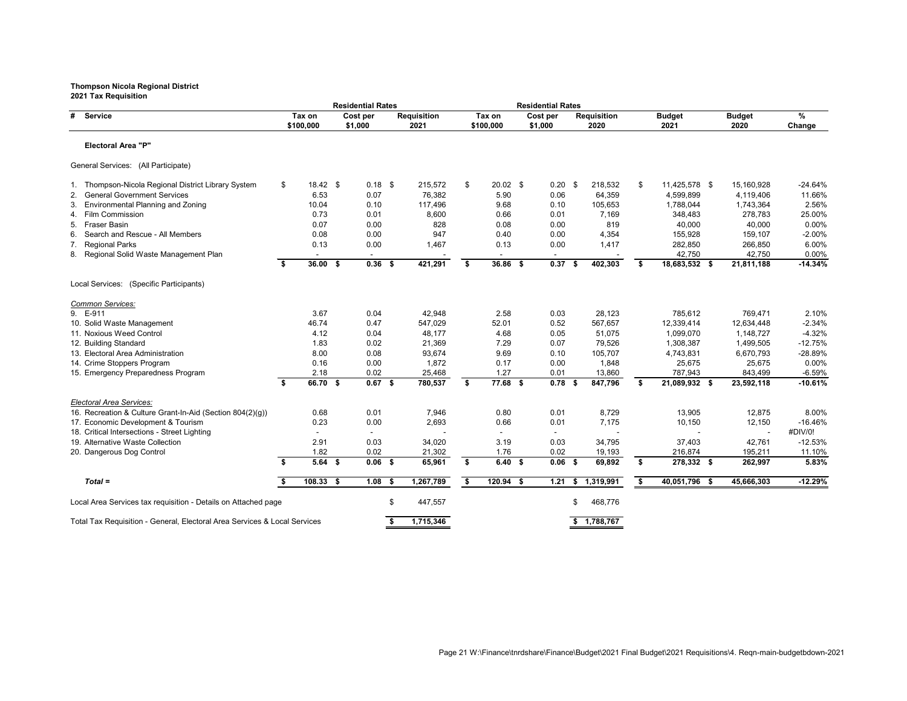**Thompson Nicola Regional District**
**2021 Tax Requisition**

| # | Service | Residential Rates Tax on $100,000 | Residential Rates Cost per $1,000 | Requisition 2021 | Residential Rates Tax on $100,000 | Residential Rates Cost per $1,000 | Requisition 2020 | Budget 2021 | Budget 2020 | % Change |
|---|---|---|---|---|---|---|---|---|---|---|
| | **Electoral Area "P"** | | | | | | | | | |
| | General Services: (All Participate) | | | | | | | | | |
| 1. | Thompson-Nicola Regional District Library System | $ 18.42 | $ 0.18 | $ 215,572 | $ 20.02 | $ 0.20 | $ 218,532 | $ 11,425,578 | $ 15,160,928 | -24.64% |
| 2. | General Government Services | 6.53 | 0.07 | 76,382 | 5.90 | 0.06 | 64,359 | 4,599,899 | 4,119,406 | 11.66% |
| 3. | Environmental Planning and Zoning | 10.04 | 0.10 | 117,496 | 9.68 | 0.10 | 105,653 | 1,788,044 | 1,743,364 | 2.56% |
| 4. | Film Commission | 0.73 | 0.01 | 8,600 | 0.66 | 0.01 | 7,169 | 348,483 | 278,783 | 25.00% |
| 5. | Fraser Basin | 0.07 | 0.00 | 828 | 0.08 | 0.00 | 819 | 40,000 | 40,000 | 0.00% |
| 6. | Search and Rescue - All Members | 0.08 | 0.00 | 947 | 0.40 | 0.00 | 4,354 | 155,928 | 159,107 | -2.00% |
| 7. | Regional Parks | 0.13 | 0.00 | 1,467 | 0.13 | 0.00 | 1,417 | 282,850 | 266,850 | 6.00% |
| 8. | Regional Solid Waste Management Plan | - | - | - | - | - | - | 42,750 | 42,750 | 0.00% |
| | | **$ 36.00** | **$ 0.36** | **$ 421,291** | **$ 36.86** | **$ 0.37** | **$ 402,303** | **$ 18,683,532** | **$ 21,811,188** | **-14.34%** |
| | Local Services: (Specific Participants) | | | | | | | | | |
| | *Common Services:* | | | | | | | | | |
| 9. | E-911 | 3.67 | 0.04 | 42,948 | 2.58 | 0.03 | 28,123 | 785,612 | 769,471 | 2.10% |
| 10. | Solid Waste Management | 46.74 | 0.47 | 547,029 | 52.01 | 0.52 | 567,657 | 12,339,414 | 12,634,448 | -2.34% |
| 11. | Noxious Weed Control | 4.12 | 0.04 | 48,177 | 4.68 | 0.05 | 51,075 | 1,099,070 | 1,148,727 | -4.32% |
| 12. | Building Standard | 1.83 | 0.02 | 21,369 | 7.29 | 0.07 | 79,526 | 1,308,387 | 1,499,505 | -12.75% |
| 13. | Electoral Area Administration | 8.00 | 0.08 | 93,674 | 9.69 | 0.10 | 105,707 | 4,743,831 | 6,670,793 | -28.89% |
| 14. | Crime Stoppers Program | 0.16 | 0.00 | 1,872 | 0.17 | 0.00 | 1,848 | 25,675 | 25,675 | 0.00% |
| 15. | Emergency Preparedness Program | 2.18 | 0.02 | 25,468 | 1.27 | 0.01 | 13,860 | 787,943 | 843,499 | -6.59% |
| | | **$ 66.70** | **$ 0.67** | **$ 780,537** | **$ 77.68** | **$ 0.78** | **$ 847,796** | **$ 21,089,932** | **$ 23,592,118** | **-10.61%** |
| | *Electoral Area Services:* | | | | | | | | | |
| 16. | Recreation & Culture Grant-In-Aid (Section 804(2)(g)) | 0.68 | 0.01 | 7,946 | 0.80 | 0.01 | 8,729 | 13,905 | 12,875 | 8.00% |
| 17. | Economic Development & Tourism | 0.23 | 0.00 | 2,693 | 0.66 | 0.01 | 7,175 | 10,150 | 12,150 | -16.46% |
| 18. | Critical Intersections - Street Lighting | - | - | - | - | - | - | - | - | #DIV/0! |
| 19. | Alternative Waste Collection | 2.91 | 0.03 | 34,020 | 3.19 | 0.03 | 34,795 | 37,403 | 42,761 | -12.53% |
| 20. | Dangerous Dog Control | 1.82 | 0.02 | 21,302 | 1.76 | 0.02 | 19,193 | 216,874 | 195,211 | 11.10% |
| | | **$ 5.64** | **$ 0.06** | **$ 65,961** | **$ 6.40** | **$ 0.06** | **$ 69,892** | **$ 278,332** | **$ 262,997** | **5.83%** |
| | ***Total =*** | **$ 108.33** | **$ 1.08** | **$ 1,267,789** | **$ 120.94** | **$ 1.21** | **$ 1,319,991** | **$ 40,051,796** | **$ 45,666,303** | **-12.29%** |
| | Local Area Services tax requisition - Details on Attached page | | | $ 447,557 | | | $ 468,776 | | | |
| | Total Tax Requisition - General, Electoral Area Services & Local Services | | | **$ 1,715,346** | | | **$ 1,788,767** | | | |

W:\Finance\tnrdshare\Finance\Budget\2021 Final Budget\2021 Requisitions\4. Reqn-main-budgetbdown-2021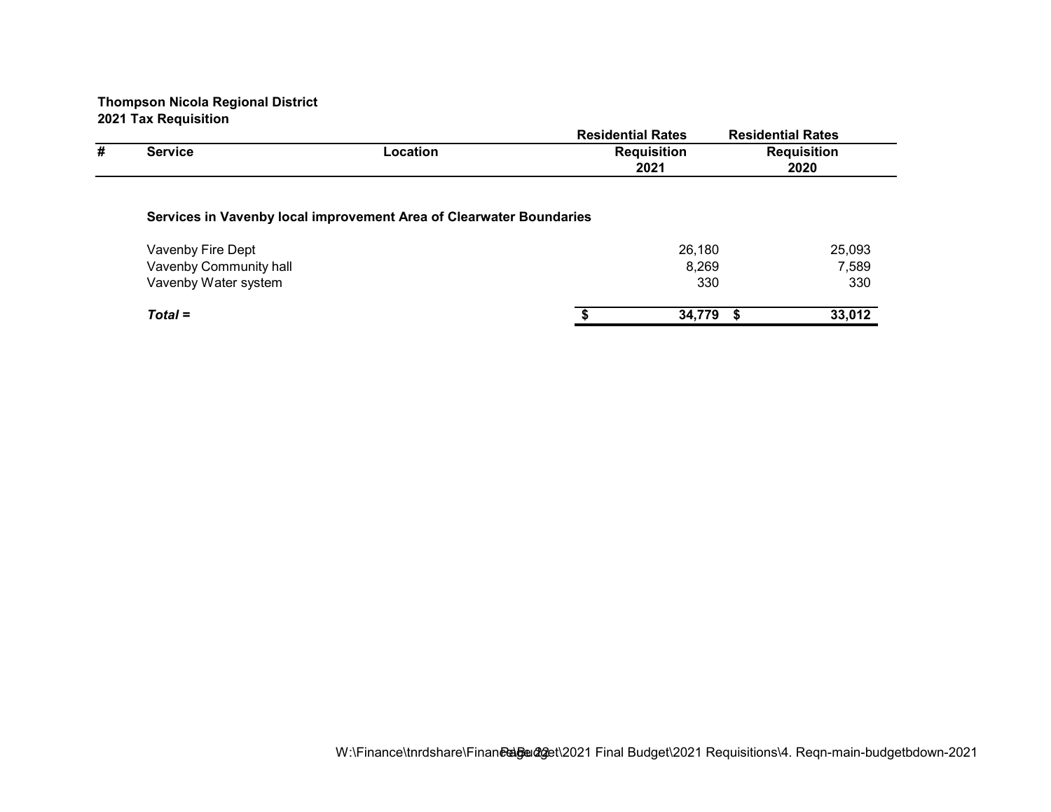**Thompson Nicola Regional District**
**2021 Tax Requisition**

| # | Service | Location | Residential Rates Requisition 2021 | Residential Rates Requisition 2020 |
|---|---|---|---|---|
| | **Services in Vavenby local improvement Area of Clearwater Boundaries** | | | |
| | Vavenby Fire Dept | | 26,180 | 25,093 |
| | Vavenby Community hall | | 8,269 | 7,589 |
| | Vavenby Water system | | 330 | 330 |
| | ***Total =*** | | **$ 34,779** | **$ 33,012** |

W:\Finance\tnrdshare\Finance\Budget\2021 Final Budget\2021 Requisitions\4. Reqn-main-budgetbdown-2021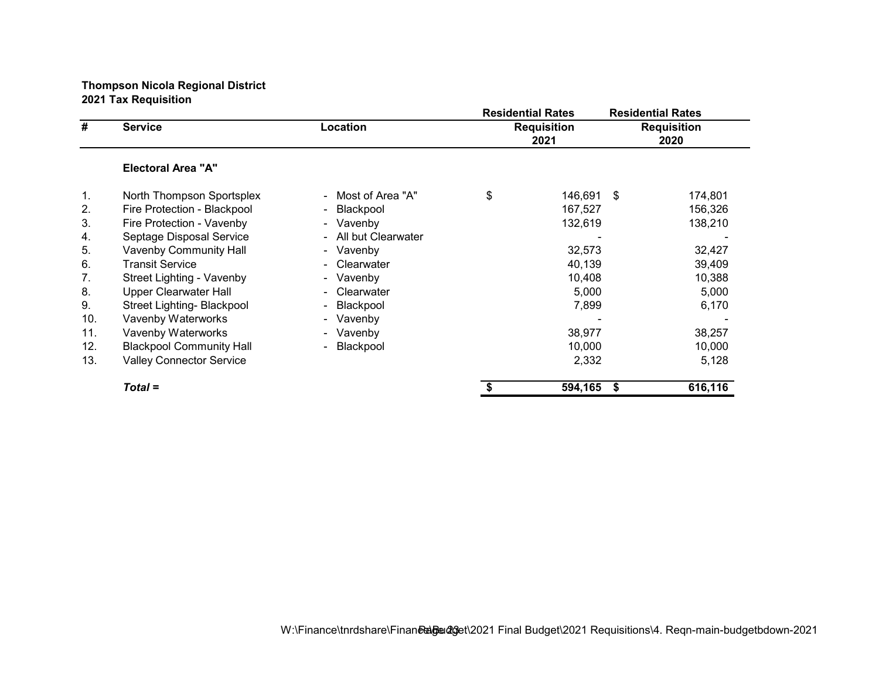**Thompson Nicola Regional District**
**2021 Tax Requisition**

| # | Service | Location | Residential Rates Requisition 2021 | Residential Rates Requisition 2020 |
|---|---|---|---|---|
| | **Electoral Area "A"** | | | |
| 1. | North Thompson Sportsplex | - Most of Area "A" | $ 146,691 | $ 174,801 |
| 2. | Fire Protection - Blackpool | - Blackpool | 167,527 | 156,326 |
| 3. | Fire Protection - Vavenby | - Vavenby | 132,619 | 138,210 |
| 4. | Septage Disposal Service | - All but Clearwater | - | - |
| 5. | Vavenby Community Hall | - Vavenby | 32,573 | 32,427 |
| 6. | Transit Service | - Clearwater | 40,139 | 39,409 |
| 7. | Street Lighting - Vavenby | - Vavenby | 10,408 | 10,388 |
| 8. | Upper Clearwater Hall | - Clearwater | 5,000 | 5,000 |
| 9. | Street Lighting- Blackpool | - Blackpool | 7,899 | 6,170 |
| 10. | Vavenby Waterworks | - Vavenby | - | - |
| 11. | Vavenby Waterworks | - Vavenby | 38,977 | 38,257 |
| 12. | Blackpool Community Hall | - Blackpool | 10,000 | 10,000 |
| 13. | Valley Connector Service | | 2,332 | 5,128 |
| | ***Total =*** | | **$ 594,165** | **$ 616,116** |

W:\Finance\tnrdshare\Finance\Budget\2021 Final Budget\2021 Requisitions\4. Reqn-main-budgetbdown-2021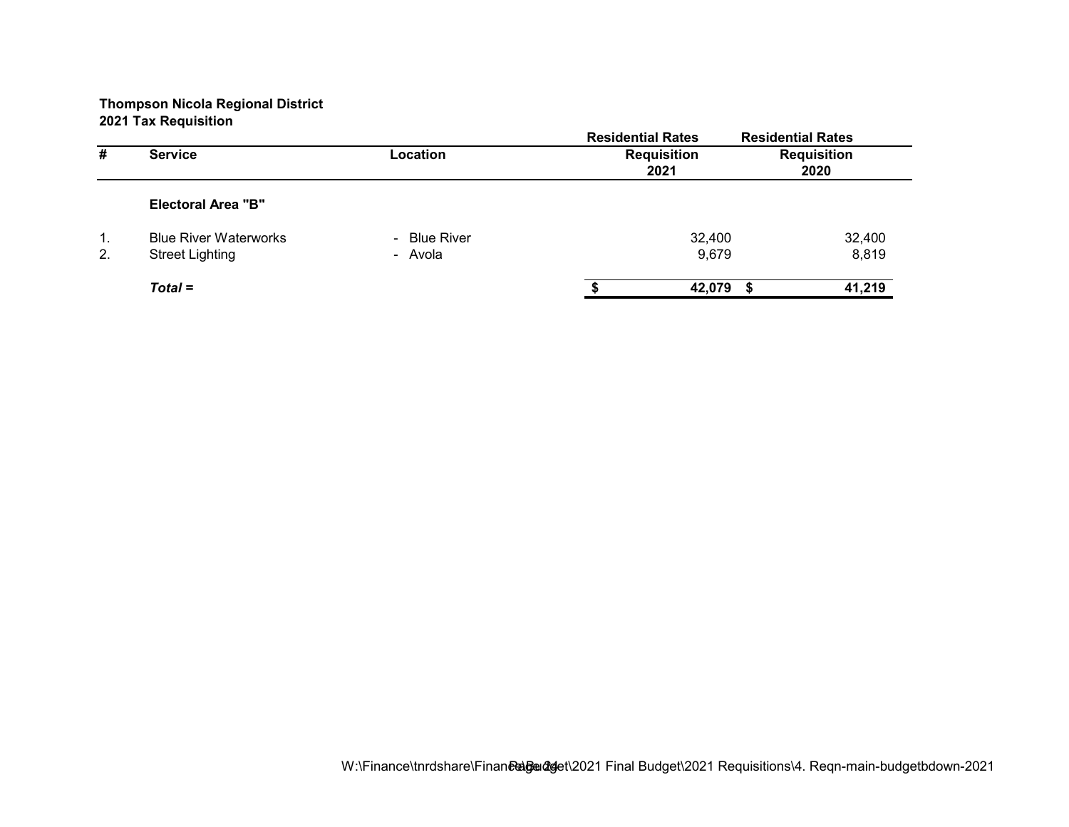**Thompson Nicola Regional District**
**2021 Tax Requisition**

| # | Service | Location | Residential Rates Requisition 2021 | Residential Rates Requisition 2020 |
|---|---|---|---|---|
| | **Electoral Area "B"** | | | |
| 1. | Blue River Waterworks | - Blue River | 32,400 | 32,400 |
| 2. | Street Lighting | - Avola | 9,679 | 8,819 |
| | ***Total =*** | | **$ 42,079** | **$ 41,219** |

W:\Finance\tnrdshare\Finance\Budget\2021 Final Budget\2021 Requisitions\4. Reqn-main-budgetbdown-2021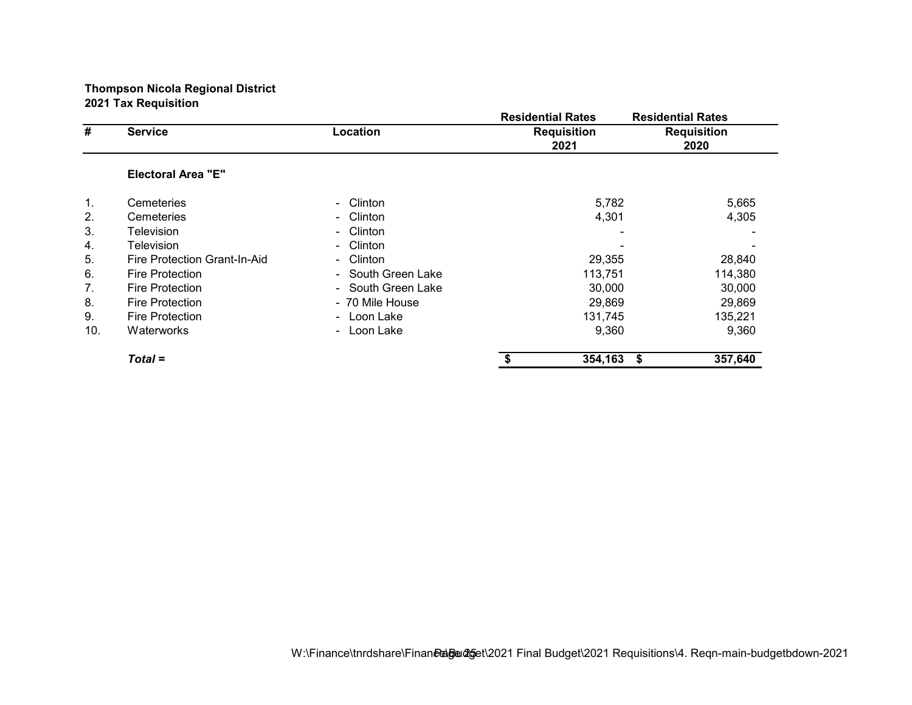**Thompson Nicola Regional District**
**2021 Tax Requisition**

| # | Service | Location | Residential Rates Requisition 2021 | Residential Rates Requisition 2020 |
|---|---|---|---|---|
| | **Electoral Area "E"** | | | |
| 1. | Cemeteries | - Clinton | 5,782 | 5,665 |
| 2. | Cemeteries | - Clinton | 4,301 | 4,305 |
| 3. | Television | - Clinton | - | - |
| 4. | Television | - Clinton | - | - |
| 5. | Fire Protection Grant-In-Aid | - Clinton | 29,355 | 28,840 |
| 6. | Fire Protection | - South Green Lake | 113,751 | 114,380 |
| 7. | Fire Protection | - South Green Lake | 30,000 | 30,000 |
| 8. | Fire Protection | - 70 Mile House | 29,869 | 29,869 |
| 9. | Fire Protection | - Loon Lake | 131,745 | 135,221 |
| 10. | Waterworks | - Loon Lake | 9,360 | 9,360 |
| | ***Total =*** | | **$ 354,163** | **$ 357,640** |

W:\Finance\tnrdshare\Finance\Budget\2021 Final Budget\2021 Requisitions\4. Reqn-main-budgetbdown-2021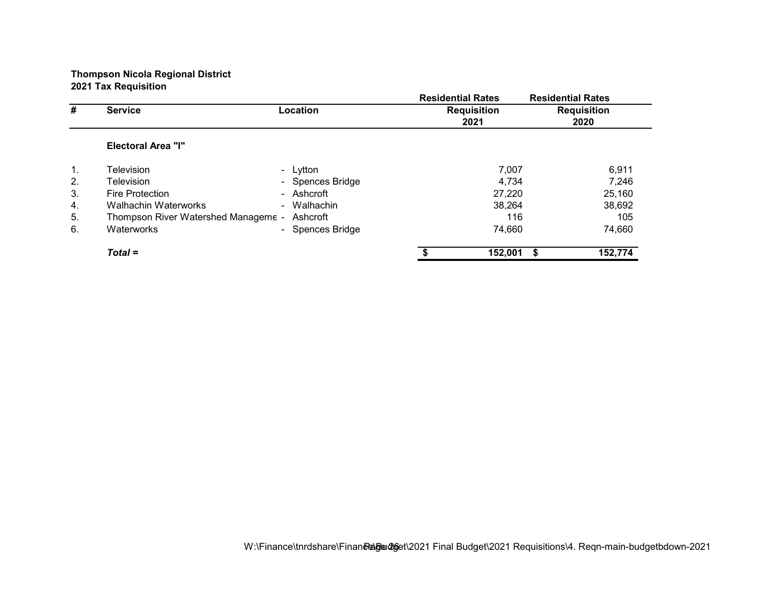**Thompson Nicola Regional District**
**2021 Tax Requisition**

| # | Service | Location | Residential Rates Requisition 2021 | Residential Rates Requisition 2020 |
|---|---|---|---|---|
| | **Electoral Area "I"** | | | |
| 1. | Television | - Lytton | 7,007 | 6,911 |
| 2. | Television | - Spences Bridge | 4,734 | 7,246 |
| 3. | Fire Protection | - Ashcroft | 27,220 | 25,160 |
| 4. | Walhachin Waterworks | - Walhachin | 38,264 | 38,692 |
| 5. | Thompson River Watershed Manageme | - Ashcroft | 116 | 105 |
| 6. | Waterworks | - Spences Bridge | 74,660 | 74,660 |
| | ***Total =*** | | **$ 152,001** | **$ 152,774** |

W:\Finance\tnrdshare\Finance\Budget\2021 Final Budget\2021 Requisitions\4. Reqn-main-budgetbdown-2021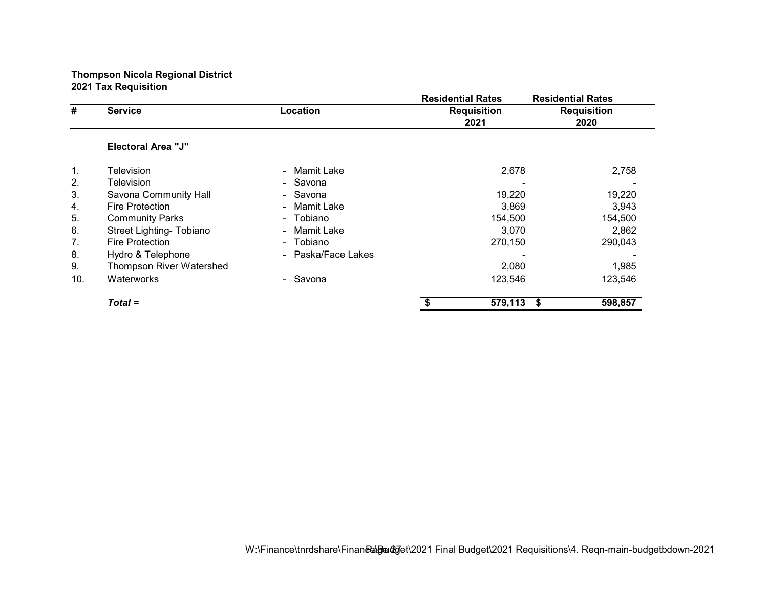**Thompson Nicola Regional District**
**2021 Tax Requisition**

| # | Service | Location | Residential Rates Requisition 2021 | Residential Rates Requisition 2020 |
|---|---|---|---|---|
| | **Electoral Area "J"** | | | |
| 1. | Television | - Mamit Lake | 2,678 | 2,758 |
| 2. | Television | - Savona | - | - |
| 3. | Savona Community Hall | - Savona | 19,220 | 19,220 |
| 4. | Fire Protection | - Mamit Lake | 3,869 | 3,943 |
| 5. | Community Parks | - Tobiano | 154,500 | 154,500 |
| 6. | Street Lighting- Tobiano | - Mamit Lake | 3,070 | 2,862 |
| 7. | Fire Protection | - Tobiano | 270,150 | 290,043 |
| 8. | Hydro & Telephone | - Paska/Face Lakes | - | - |
| 9. | Thompson River Watershed | | 2,080 | 1,985 |
| 10. | Waterworks | - Savona | 123,546 | 123,546 |
| | ***Total =*** | | **$ 579,113** | **$ 598,857** |

W:\Finance\tnrdshare\Finance\Budget\2021 Final Budget\2021 Requisitions\4. Reqn-main-budgetbdown-2021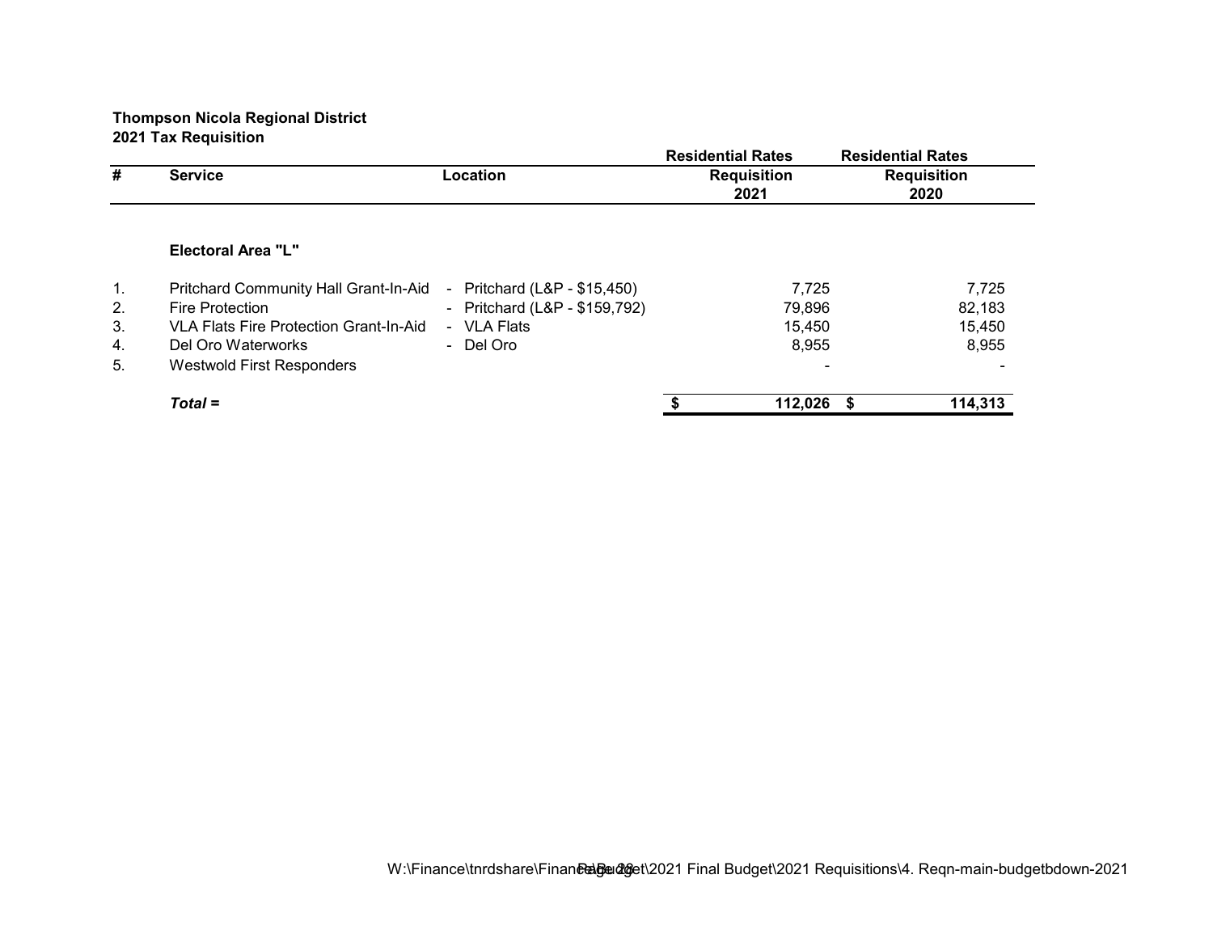**Thompson Nicola Regional District**
**2021 Tax Requisition**

| # | Service | Location | Residential Rates Requisition 2021 | Residential Rates Requisition 2020 |
|---|---|---|---|---|
| | **Electoral Area "L"** | | | |
| 1. | Pritchard Community Hall Grant-In-Aid | - Pritchard (L&P - $15,450) | 7,725 | 7,725 |
| 2. | Fire Protection | - Pritchard (L&P - $159,792) | 79,896 | 82,183 |
| 3. | VLA Flats Fire Protection Grant-In-Aid | - VLA Flats | 15,450 | 15,450 |
| 4. | Del Oro Waterworks | - Del Oro | 8,955 | 8,955 |
| 5. | Westwold First Responders | | - | - |
| | ***Total =*** | | **$ 112,026** | **$ 114,313** |

W:\Finance\tnrdshare\Finance\Budget\2021 Final Budget\2021 Requisitions\4. Reqn-main-budgetbdown-2021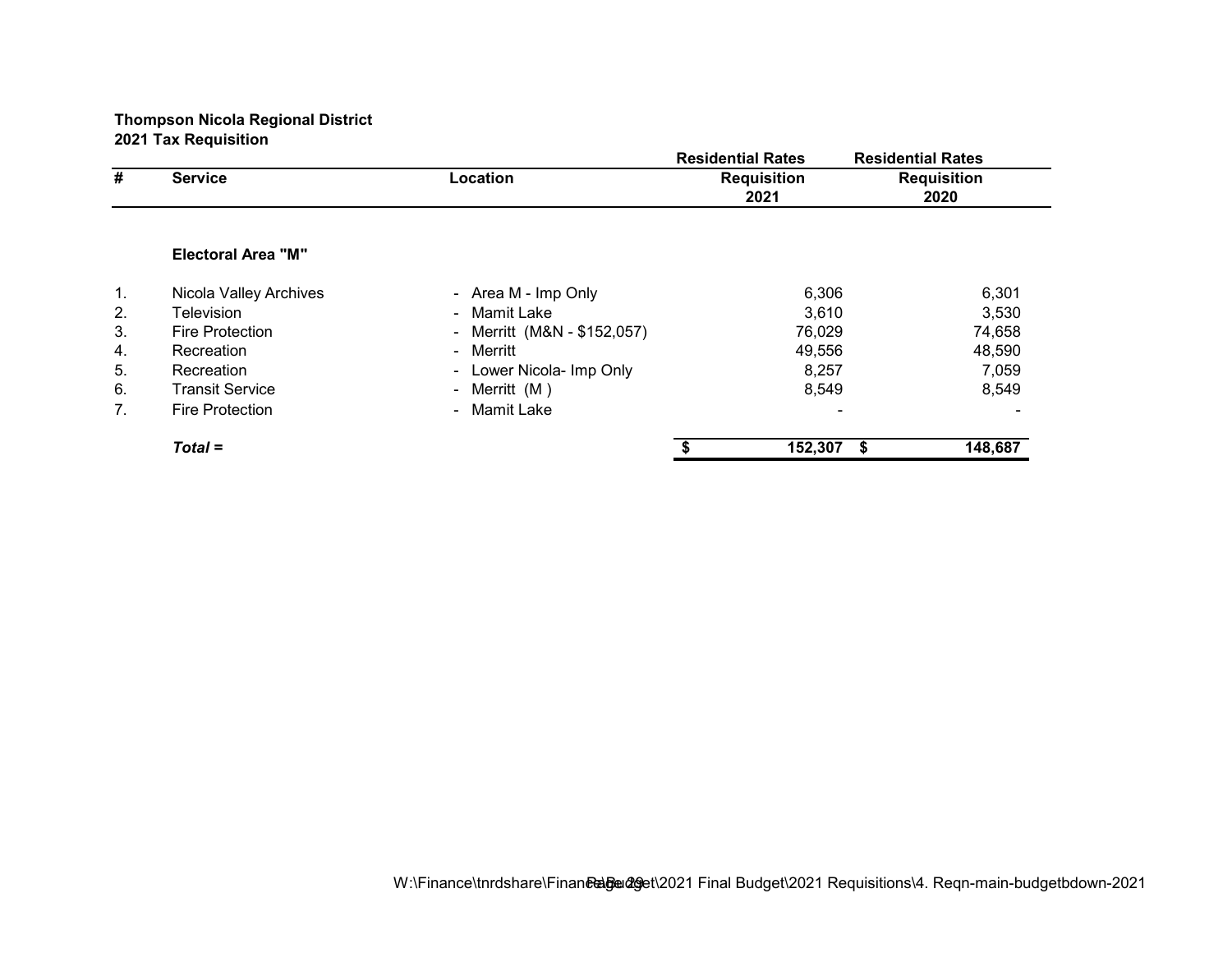**Thompson Nicola Regional District**
**2021 Tax Requisition**

| # | Service | Location | Residential Rates Requisition 2021 | Residential Rates Requisition 2020 |
|---|---|---|---|---|
| | **Electoral Area "M"** | | | |
| 1. | Nicola Valley Archives | - Area M - Imp Only | 6,306 | 6,301 |
| 2. | Television | - Mamit Lake | 3,610 | 3,530 |
| 3. | Fire Protection | - Merritt (M&N - $152,057) | 76,029 | 74,658 |
| 4. | Recreation | - Merritt | 49,556 | 48,590 |
| 5. | Recreation | - Lower Nicola- Imp Only | 8,257 | 7,059 |
| 6. | Transit Service | - Merritt (M ) | 8,549 | 8,549 |
| 7. | Fire Protection | - Mamit Lake | - | - |
| | ***Total =*** | | **$ 152,307** | **$ 148,687** |

W:\Finance\tnrdshare\Finance\Budget\2021 Final Budget\2021 Requisitions\4. Reqn-main-budgetbdown-2021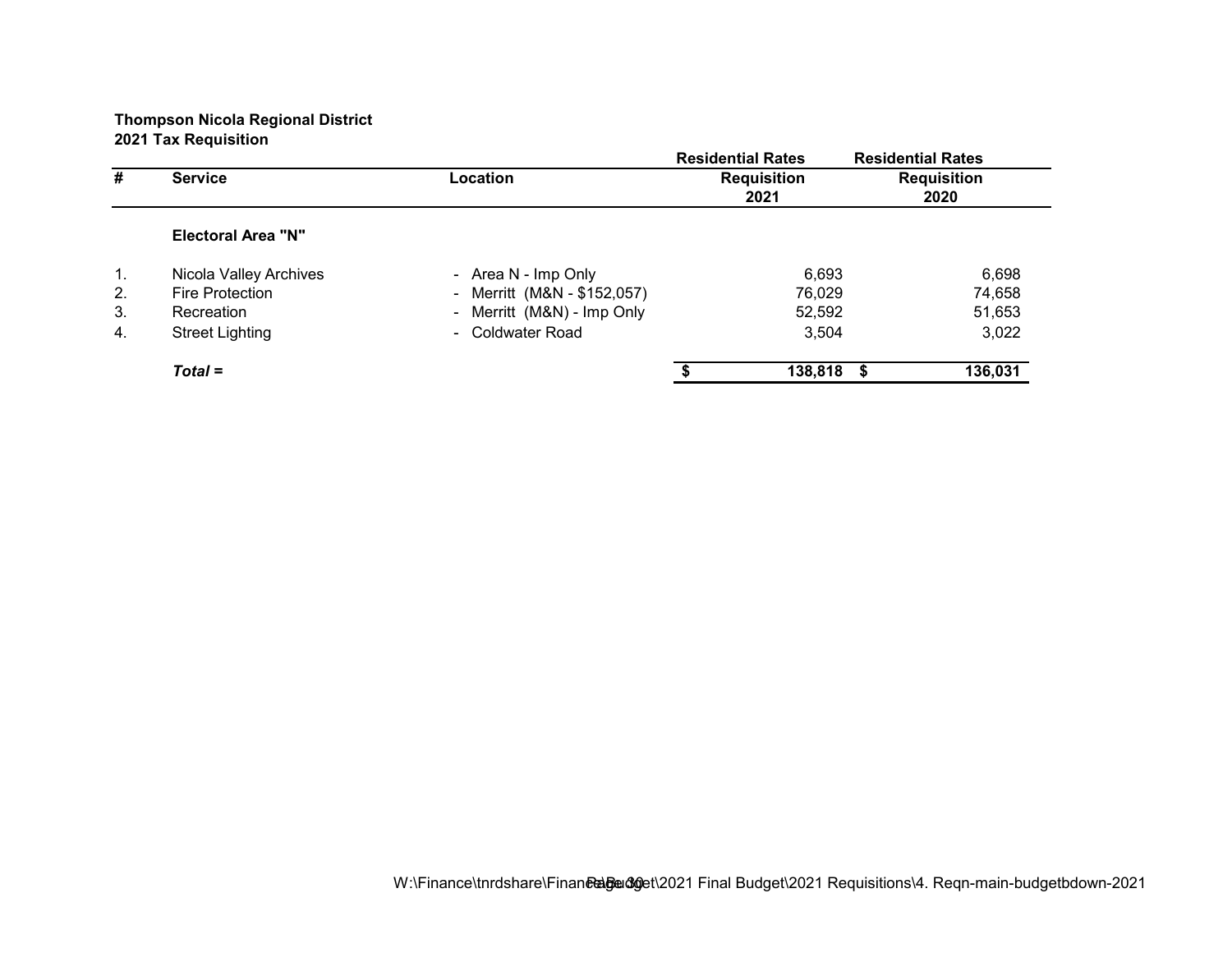**Thompson Nicola Regional District**
**2021 Tax Requisition**

| # | Service | Location | Residential Rates Requisition 2021 | Residential Rates Requisition 2020 |
|---|---|---|---|---|
| | **Electoral Area "N"** | | | |
| 1. | Nicola Valley Archives | - Area N - Imp Only | 6,693 | 6,698 |
| 2. | Fire Protection | - Merritt (M&N - $152,057) | 76,029 | 74,658 |
| 3. | Recreation | - Merritt (M&N) - Imp Only | 52,592 | 51,653 |
| 4. | Street Lighting | - Coldwater Road | 3,504 | 3,022 |
| | ***Total =*** | | **$ 138,818** | **$ 136,031** |

W:\Finance\tnrdshare\Finance\Budget\2021 Final Budget\2021 Requisitions\4. Reqn-main-budgetbdown-2021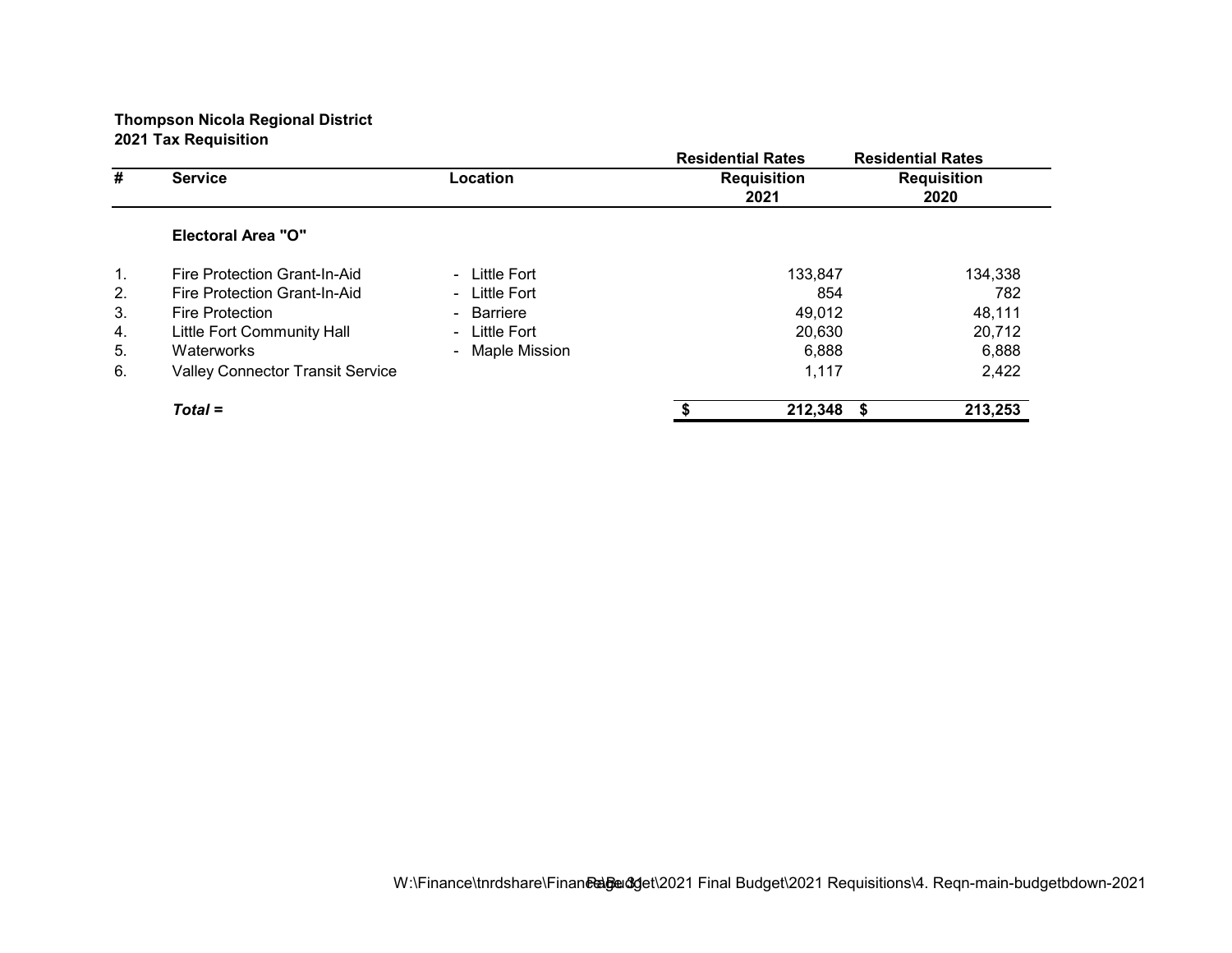**Thompson Nicola Regional District**
**2021 Tax Requisition**

| # | Service | Location | Residential Rates Requisition 2021 | Residential Rates Requisition 2020 |
|---|---|---|---|---|
| | **Electoral Area "O"** | | | |
| 1. | Fire Protection Grant-In-Aid | - Little Fort | 133,847 | 134,338 |
| 2. | Fire Protection Grant-In-Aid | - Little Fort | 854 | 782 |
| 3. | Fire Protection | - Barriere | 49,012 | 48,111 |
| 4. | Little Fort Community Hall | - Little Fort | 20,630 | 20,712 |
| 5. | Waterworks | - Maple Mission | 6,888 | 6,888 |
| 6. | Valley Connector Transit Service | | 1,117 | 2,422 |
| | ***Total =*** | | **$ 212,348** | **$ 213,253** |

W:\Finance\tnrdshare\Finance\Budget\2021 Final Budget\2021 Requisitions\4. Reqn-main-budgetbdown-2021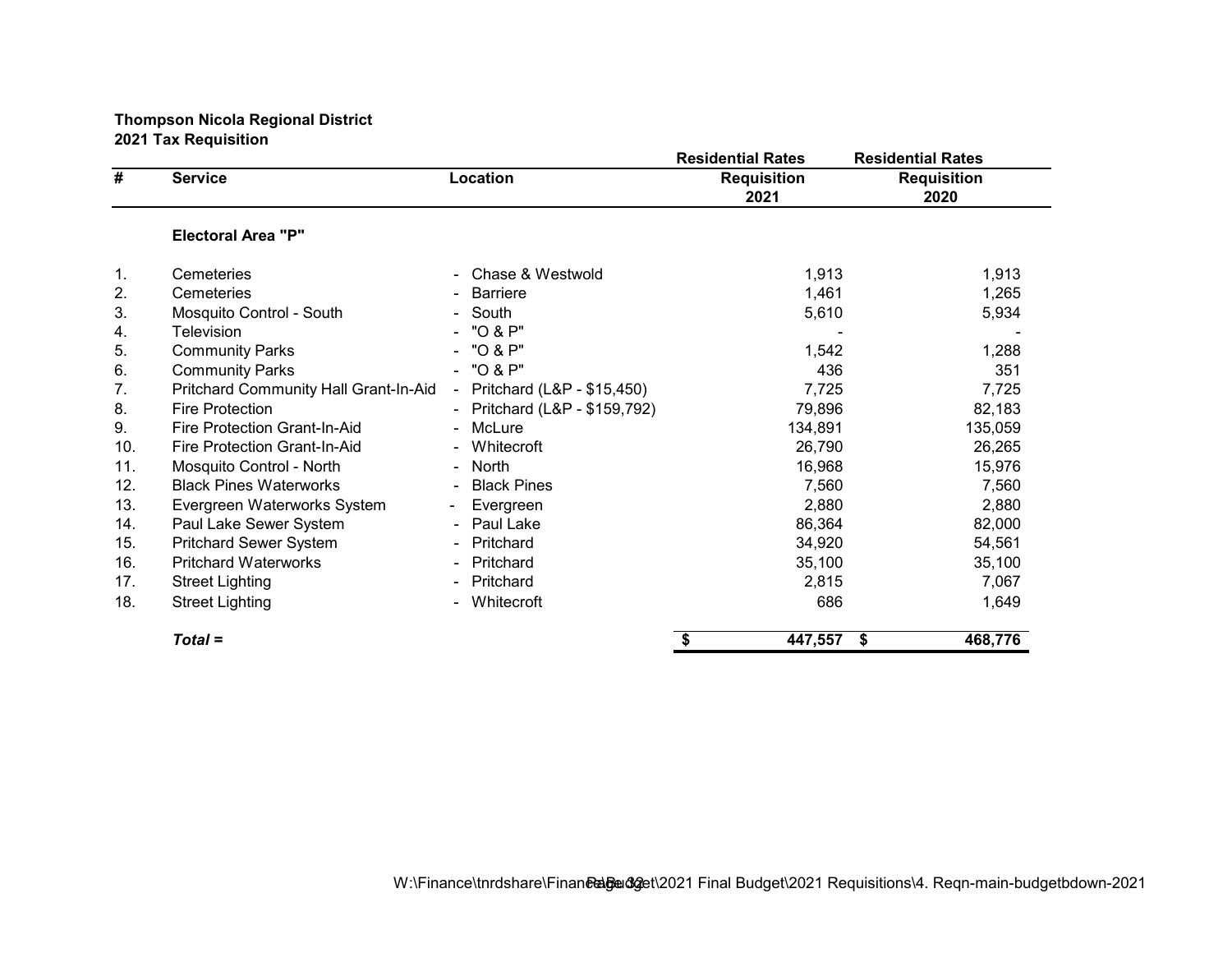**Thompson Nicola Regional District**
**2021 Tax Requisition**

| # | Service | Location | Residential Rates Requisition 2021 | Residential Rates Requisition 2020 |
|---|---|---|---|---|
| | **Electoral Area "P"** | | | |
| 1. | Cemeteries | - Chase & Westwold | 1,913 | 1,913 |
| 2. | Cemeteries | - Barriere | 1,461 | 1,265 |
| 3. | Mosquito Control - South | - South | 5,610 | 5,934 |
| 4. | Television | - "O & P" | - | - |
| 5. | Community Parks | - "O & P" | 1,542 | 1,288 |
| 6. | Community Parks | - "O & P" | 436 | 351 |
| 7. | Pritchard Community Hall Grant-In-Aid | - Pritchard (L&P - $15,450) | 7,725 | 7,725 |
| 8. | Fire Protection | - Pritchard (L&P - $159,792) | 79,896 | 82,183 |
| 9. | Fire Protection Grant-In-Aid | - McLure | 134,891 | 135,059 |
| 10. | Fire Protection Grant-In-Aid | - Whitecroft | 26,790 | 26,265 |
| 11. | Mosquito Control - North | - North | 16,968 | 15,976 |
| 12. | Black Pines Waterworks | - Black Pines | 7,560 | 7,560 |
| 13. | Evergreen Waterworks System | - Evergreen | 2,880 | 2,880 |
| 14. | Paul Lake Sewer System | - Paul Lake | 86,364 | 82,000 |
| 15. | Pritchard Sewer System | - Pritchard | 34,920 | 54,561 |
| 16. | Pritchard Waterworks | - Pritchard | 35,100 | 35,100 |
| 17. | Street Lighting | - Pritchard | 2,815 | 7,067 |
| 18. | Street Lighting | - Whitecroft | 686 | 1,649 |
| | ***Total =*** | | **$ 447,557** | **$ 468,776** |

W:\Finance\tnrdshare\Finance\Budget\2021 Final Budget\2021 Requisitions\4. Reqn-main-budgetbdown-2021